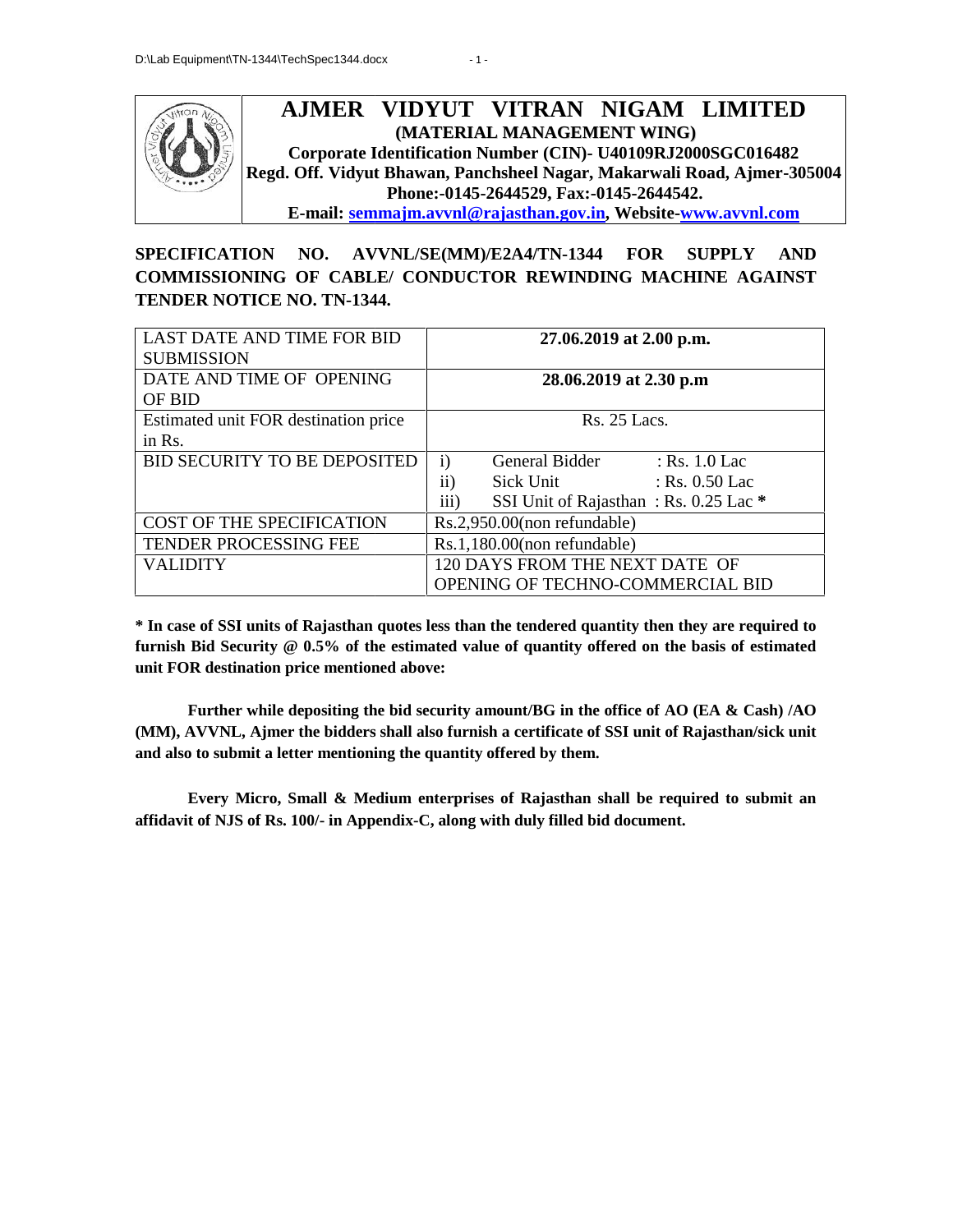# AJMER VIDYUT VITRAN NIGAM LIMITED

**(MATERIAL MANAGEMENT WING)**

**Corporate Identification Number (CIN)- U40109RJ2000SGC016482**

**Regd. Off. Vidyut Bhawan, Panchsheel Nagar, Makarwali Road, Ajmer-305004**

**Phone:-0145-2644529, Fax:-0145-2644542.**

**E-mail: semmajm.avvnl@rajasthan.gov.in, Website-www.avvnl.com**

**SPECIFICATION NO. AVVNL/SE(MM)/E2A4/TN-1344 FOR SUPPLY AND COMMISSIONING OF CABLE/ CONDUCTOR REWINDING MACHINE AGAINST TENDER NOTICE NO. TN-1344.**

| | |
|---|---|
| LAST DATE AND TIME FOR BID SUBMISSION | **27.06.2019 at 2.00 p.m.** |
| DATE AND TIME OF OPENING OF BID | **28.06.2019 at 2.30 p.m** |
| Estimated unit FOR destination price in Rs. | Rs. 25 Lacs. |
| BID SECURITY TO BE DEPOSITED | i) General Bidder : Rs. 1.0 Lac<br>ii) Sick Unit : Rs. 0.50 Lac<br>iii) SSI Unit of Rajasthan : Rs. 0.25 Lac **\*** |
| COST OF THE SPECIFICATION | Rs.2,950.00(non refundable) |
| TENDER PROCESSING FEE | Rs.1,180.00(non refundable) |
| VALIDITY | 120 DAYS FROM THE NEXT DATE OF OPENING OF TECHNO-COMMERCIAL BID |

**\* In case of SSI units of Rajasthan quotes less than the tendered quantity then they are required to furnish Bid Security @ 0.5% of the estimated value of quantity offered on the basis of estimated unit FOR destination price mentioned above:**

**Further while depositing the bid security amount/BG in the office of AO (EA & Cash) /AO (MM), AVVNL, Ajmer the bidders shall also furnish a certificate of SSI unit of Rajasthan/sick unit and also to submit a letter mentioning the quantity offered by them.**

**Every Micro, Small & Medium enterprises of Rajasthan shall be required to submit an affidavit of NJS of Rs. 100/- in Appendix-C, along with duly filled bid document.**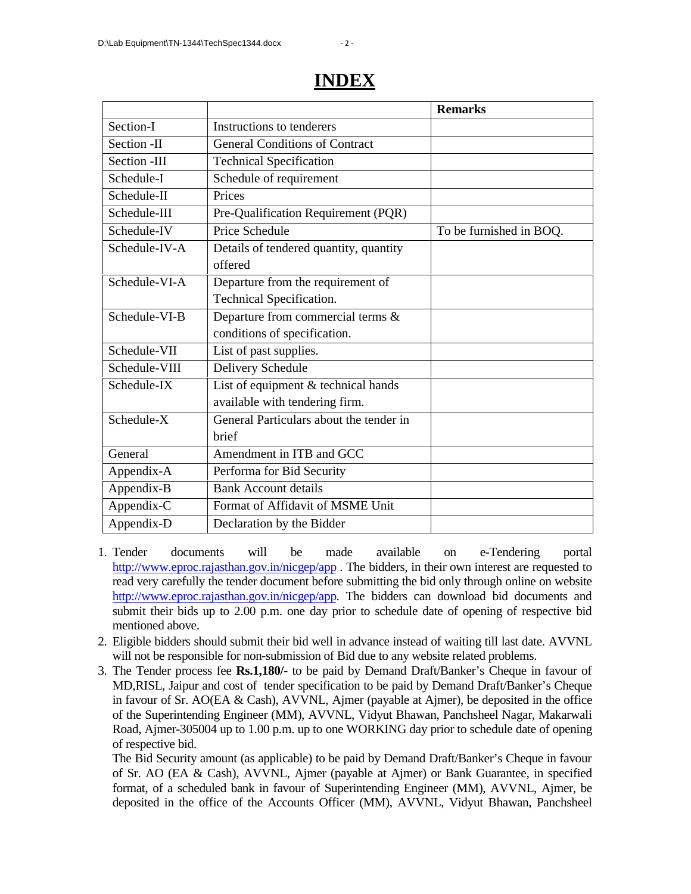# INDEX

| | | Remarks |
|---|---|---|
| Section-I | Instructions to tenderers | |
| Section -II | General Conditions of Contract | |
| Section -III | Technical Specification | |
| Schedule-I | Schedule of requirement | |
| Schedule-II | Prices | |
| Schedule-III | Pre-Qualification Requirement (PQR) | |
| Schedule-IV | Price Schedule | To be furnished in BOQ. |
| Schedule-IV-A | Details of tendered quantity, quantity offered | |
| Schedule-VI-A | Departure from the requirement of Technical Specification. | |
| Schedule-VI-B | Departure from commercial terms & conditions of specification. | |
| Schedule-VII | List of past supplies. | |
| Schedule-VIII | Delivery Schedule | |
| Schedule-IX | List of equipment & technical hands available with tendering firm. | |
| Schedule-X | General Particulars about the tender in brief | |
| General | Amendment in ITB and GCC | |
| Appendix-A | Performa for Bid Security | |
| Appendix-B | Bank Account details | |
| Appendix-C | Format of Affidavit of MSME Unit | |
| Appendix-D | Declaration by the Bidder | |

1. Tender documents will be made available on e-Tendering portal http://www.eproc.rajasthan.gov.in/nicgep/app . The bidders, in their own interest are requested to read very carefully the tender document before submitting the bid only through online on website http://www.eproc.rajasthan.gov.in/nicgep/app. The bidders can download bid documents and submit their bids up to 2.00 p.m. one day prior to schedule date of opening of respective bid mentioned above.
2. Eligible bidders should submit their bid well in advance instead of waiting till last date. AVVNL will not be responsible for non-submission of Bid due to any website related problems.
3. The Tender process fee **Rs.1,180/-** to be paid by Demand Draft/Banker's Cheque in favour of MD,RISL, Jaipur and cost of tender specification to be paid by Demand Draft/Banker's Cheque in favour of Sr. AO(EA & Cash), AVVNL, Ajmer (payable at Ajmer), be deposited in the office of the Superintending Engineer (MM), AVVNL, Vidyut Bhawan, Panchsheel Nagar, Makarwali Road, Ajmer-305004 up to 1.00 p.m. up to one WORKING day prior to schedule date of opening of respective bid.

   The Bid Security amount (as applicable) to be paid by Demand Draft/Banker's Cheque in favour of Sr. AO (EA & Cash), AVVNL, Ajmer (payable at Ajmer) or Bank Guarantee, in specified format, of a scheduled bank in favour of Superintending Engineer (MM), AVVNL, Ajmer, be deposited in the office of the Accounts Officer (MM), AVVNL, Vidyut Bhawan, Panchsheel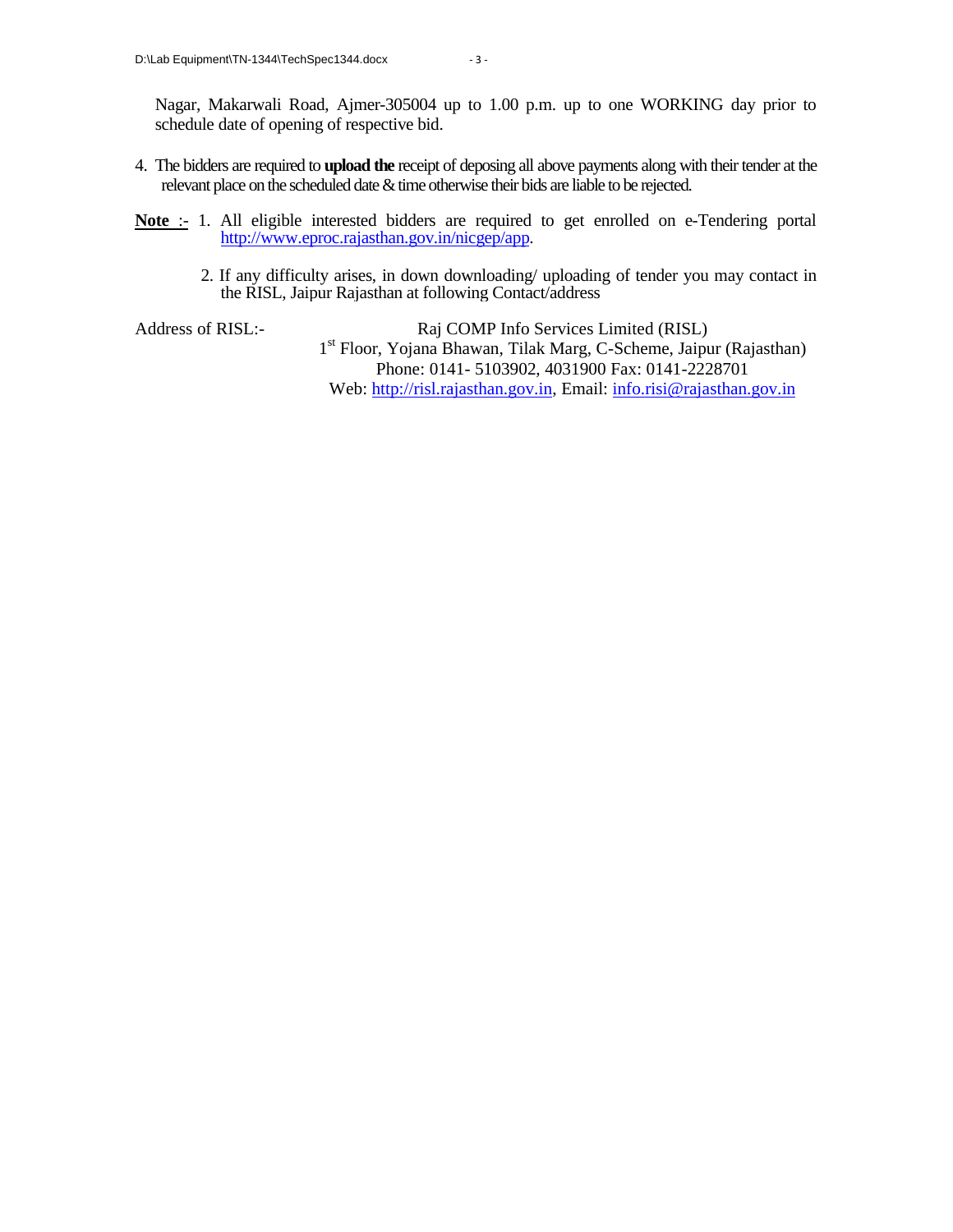Nagar, Makarwali Road, Ajmer-305004 up to 1.00 p.m. up to one WORKING day prior to schedule date of opening of respective bid.

4. The bidders are required to **upload the** receipt of deposing all above payments along with their tender at the relevant place on the scheduled date & time otherwise their bids are liable to be rejected.

**Note** :- 1. All eligible interested bidders are required to get enrolled on e-Tendering portal http://www.eproc.rajasthan.gov.in/nicgep/app.

2. If any difficulty arises, in down downloading/ uploading of tender you may contact in the RISL, Jaipur Rajasthan at following Contact/address

Address of RISL:-

Raj COMP Info Services Limited (RISL)
1st Floor, Yojana Bhawan, Tilak Marg, C-Scheme, Jaipur (Rajasthan)
Phone: 0141- 5103902, 4031900 Fax: 0141-2228701
Web: http://risl.rajasthan.gov.in, Email: info.risi@rajasthan.gov.in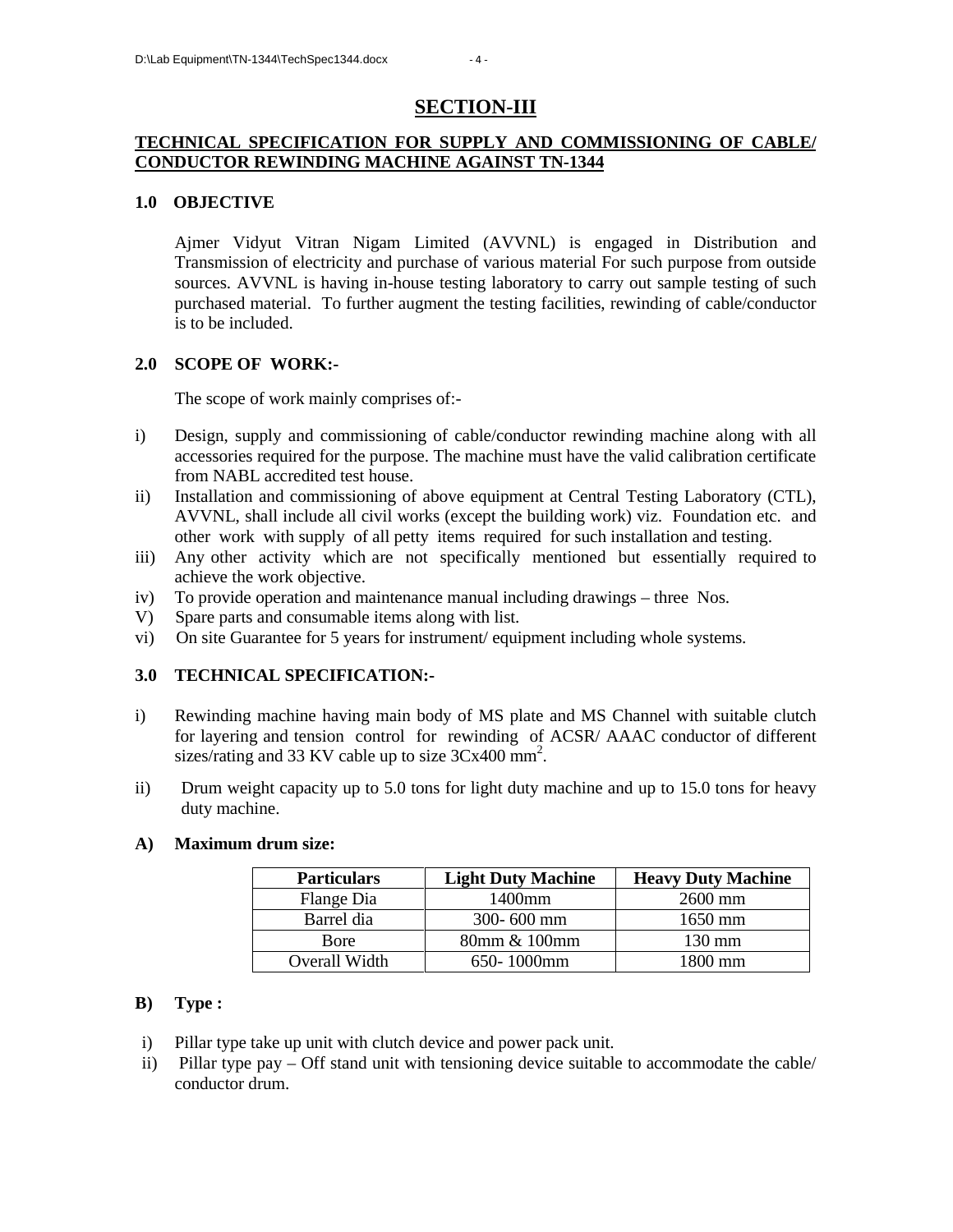## SECTION-III

### TECHNICAL SPECIFICATION FOR SUPPLY AND COMMISSIONING OF CABLE/ CONDUCTOR REWINDING MACHINE AGAINST TN-1344

**1.0 OBJECTIVE**

Ajmer Vidyut Vitran Nigam Limited (AVVNL) is engaged in Distribution and Transmission of electricity and purchase of various material For such purpose from outside sources. AVVNL is having in-house testing laboratory to carry out sample testing of such purchased material. To further augment the testing facilities, rewinding of cable/conductor is to be included.

**2.0 SCOPE OF WORK:-**

The scope of work mainly comprises of:-

i) Design, supply and commissioning of cable/conductor rewinding machine along with all accessories required for the purpose. The machine must have the valid calibration certificate from NABL accredited test house.

ii) Installation and commissioning of above equipment at Central Testing Laboratory (CTL), AVVNL, shall include all civil works (except the building work) viz. Foundation etc. and other work with supply of all petty items required for such installation and testing.

iii) Any other activity which are not specifically mentioned but essentially required to achieve the work objective.

iv) To provide operation and maintenance manual including drawings – three Nos.

V) Spare parts and consumable items along with list.

vi) On site Guarantee for 5 years for instrument/ equipment including whole systems.

**3.0 TECHNICAL SPECIFICATION:-**

i) Rewinding machine having main body of MS plate and MS Channel with suitable clutch for layering and tension control for rewinding of ACSR/ AAAC conductor of different sizes/rating and 33 KV cable up to size 3Cx400 $mm^2$.

ii) Drum weight capacity up to 5.0 tons for light duty machine and up to 15.0 tons for heavy duty machine.

**A) Maximum drum size:**

| Particulars | Light Duty Machine | Heavy Duty Machine |
|---|---|---|
| Flange Dia | 1400mm | 2600 mm |
| Barrel dia | 300- 600 mm | 1650 mm |
| Bore | 80mm & 100mm | 130 mm |
| Overall Width | 650- 1000mm | 1800 mm |

**B) Type :**

i) Pillar type take up unit with clutch device and power pack unit.

ii) Pillar type pay – Off stand unit with tensioning device suitable to accommodate the cable/ conductor drum.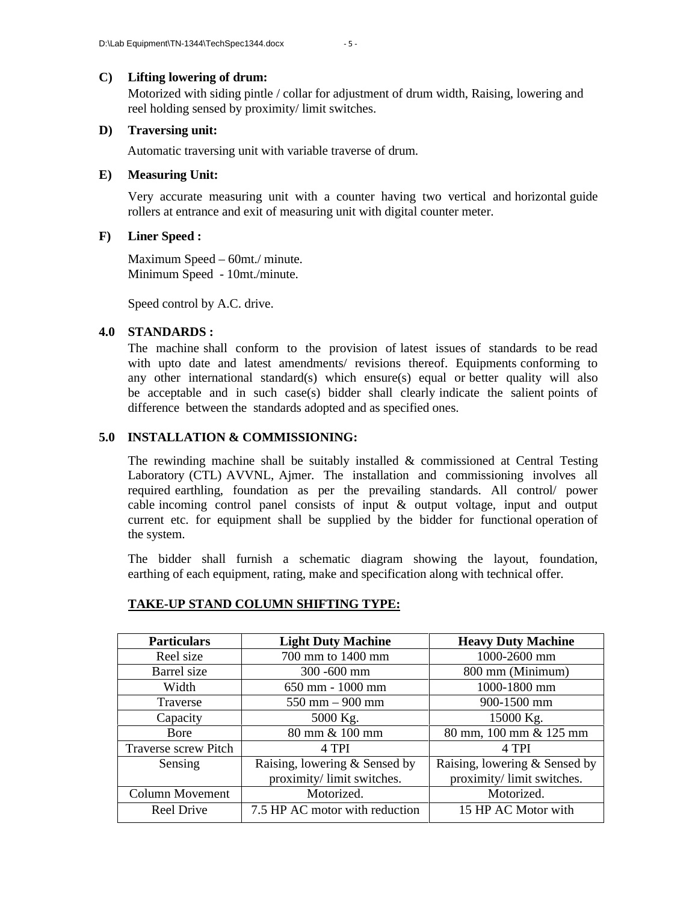**C) Lifting lowering of drum:**

Motorized with siding pintle / collar for adjustment of drum width, Raising, lowering and reel holding sensed by proximity/ limit switches.

**D) Traversing unit:**

Automatic traversing unit with variable traverse of drum.

**E) Measuring Unit:**

Very accurate measuring unit with a counter having two vertical and horizontal guide rollers at entrance and exit of measuring unit with digital counter meter.

**F) Liner Speed :**

Maximum Speed – 60mt./ minute.
Minimum Speed - 10mt./minute.

Speed control by A.C. drive.

## 4.0 STANDARDS :

The machine shall conform to the provision of latest issues of standards to be read with upto date and latest amendments/ revisions thereof. Equipments conforming to any other international standard(s) which ensure(s) equal or better quality will also be acceptable and in such case(s) bidder shall clearly indicate the salient points of difference between the standards adopted and as specified ones.

## 5.0 INSTALLATION & COMMISSIONING:

The rewinding machine shall be suitably installed & commissioned at Central Testing Laboratory (CTL) AVVNL, Ajmer. The installation and commissioning involves all required earthling, foundation as per the prevailing standards. All control/ power cable incoming control panel consists of input & output voltage, input and output current etc. for equipment shall be supplied by the bidder for functional operation of the system.

The bidder shall furnish a schematic diagram showing the layout, foundation, earthing of each equipment, rating, make and specification along with technical offer.

**TAKE-UP STAND COLUMN SHIFTING TYPE:**

| Particulars | Light Duty Machine | Heavy Duty Machine |
|---|---|---|
| Reel size | 700 mm to 1400 mm | 1000-2600 mm |
| Barrel size | 300 -600 mm | 800 mm (Minimum) |
| Width | 650 mm - 1000 mm | 1000-1800 mm |
| Traverse | 550 mm – 900 mm | 900-1500 mm |
| Capacity | 5000 Kg. | 15000 Kg. |
| Bore | 80 mm & 100 mm | 80 mm, 100 mm & 125 mm |
| Traverse screw Pitch | 4 TPI | 4 TPI |
| Sensing | Raising, lowering & Sensed by proximity/ limit switches. | Raising, lowering & Sensed by proximity/ limit switches. |
| Column Movement | Motorized. | Motorized. |
| Reel Drive | 7.5 HP AC motor with reduction | 15 HP AC Motor with |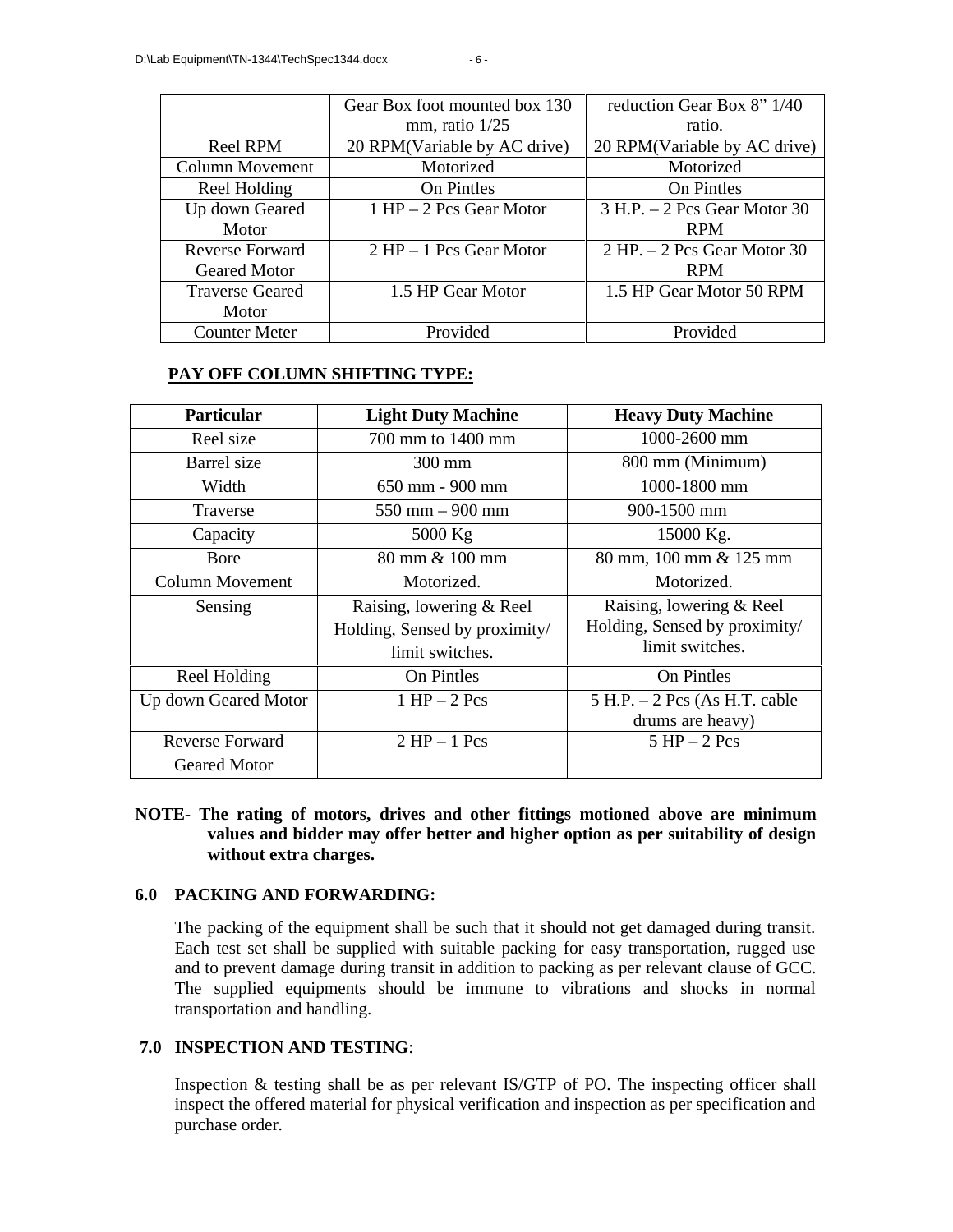| | Gear Box foot mounted box 130 mm, ratio 1/25 | reduction Gear Box 8" 1/40 ratio. |
|---|---|---|
| Reel RPM | 20 RPM(Variable by AC drive) | 20 RPM(Variable by AC drive) |
| Column Movement | Motorized | Motorized |
| Reel Holding | On Pintles | On Pintles |
| Up down Geared Motor | 1 HP – 2 Pcs Gear Motor | 3 H.P. – 2 Pcs Gear Motor 30 RPM |
| Reverse Forward Geared Motor | 2 HP – 1 Pcs Gear Motor | 2 HP. – 2 Pcs Gear Motor 30 RPM |
| Traverse Geared Motor | 1.5 HP Gear Motor | 1.5 HP Gear Motor 50 RPM |
| Counter Meter | Provided | Provided |

**PAY OFF COLUMN SHIFTING TYPE:**

| Particular | Light Duty Machine | Heavy Duty Machine |
|---|---|---|
| Reel size | 700 mm to 1400 mm | 1000-2600 mm |
| Barrel size | 300 mm | 800 mm (Minimum) |
| Width | 650 mm - 900 mm | 1000-1800 mm |
| Traverse | 550 mm – 900 mm | 900-1500 mm |
| Capacity | 5000 Kg | 15000 Kg. |
| Bore | 80 mm & 100 mm | 80 mm, 100 mm & 125 mm |
| Column Movement | Motorized. | Motorized. |
| Sensing | Raising, lowering & Reel Holding, Sensed by proximity/ limit switches. | Raising, lowering & Reel Holding, Sensed by proximity/ limit switches. |
| Reel Holding | On Pintles | On Pintles |
| Up down Geared Motor | 1 HP – 2 Pcs | 5 H.P. – 2 Pcs (As H.T. cable drums are heavy) |
| Reverse Forward Geared Motor | 2 HP – 1 Pcs | 5 HP – 2 Pcs |

**NOTE- The rating of motors, drives and other fittings motioned above are minimum values and bidder may offer better and higher option as per suitability of design without extra charges.**

## 6.0 PACKING AND FORWARDING:

The packing of the equipment shall be such that it should not get damaged during transit. Each test set shall be supplied with suitable packing for easy transportation, rugged use and to prevent damage during transit in addition to packing as per relevant clause of GCC. The supplied equipments should be immune to vibrations and shocks in normal transportation and handling.

## 7.0 INSPECTION AND TESTING:

Inspection & testing shall be as per relevant IS/GTP of PO. The inspecting officer shall inspect the offered material for physical verification and inspection as per specification and purchase order.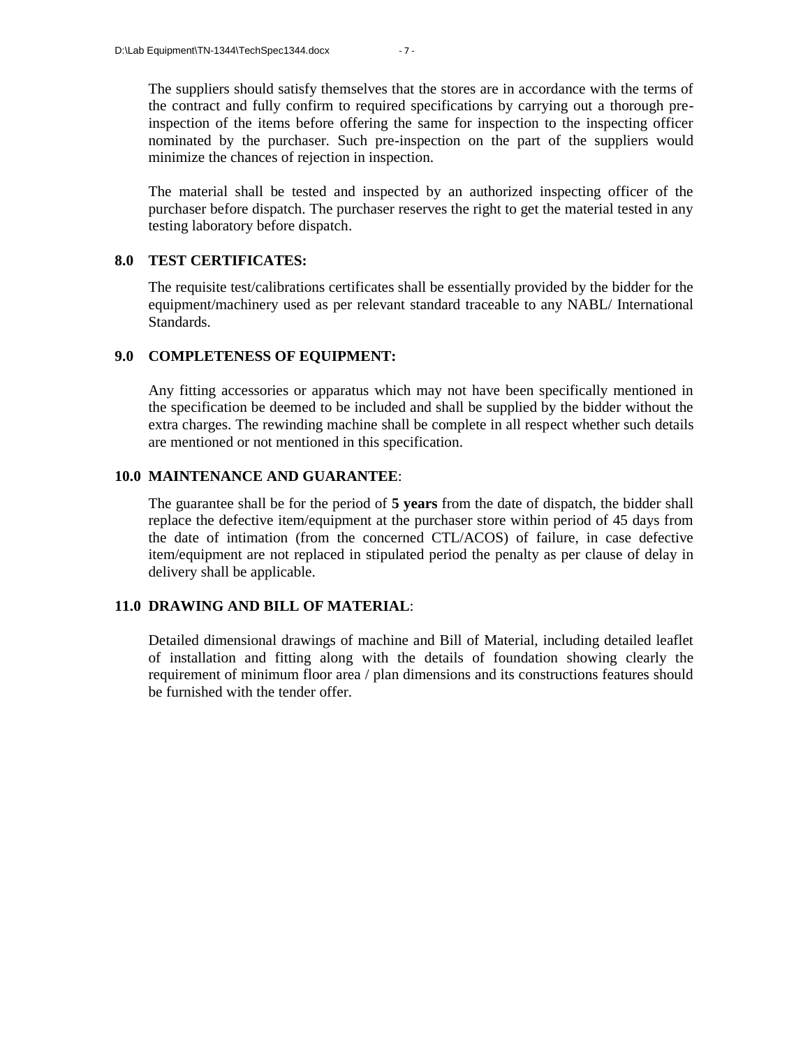The suppliers should satisfy themselves that the stores are in accordance with the terms of the contract and fully confirm to required specifications by carrying out a thorough pre-inspection of the items before offering the same for inspection to the inspecting officer nominated by the purchaser. Such pre-inspection on the part of the suppliers would minimize the chances of rejection in inspection.

The material shall be tested and inspected by an authorized inspecting officer of the purchaser before dispatch. The purchaser reserves the right to get the material tested in any testing laboratory before dispatch.

## 8.0 TEST CERTIFICATES:

The requisite test/calibrations certificates shall be essentially provided by the bidder for the equipment/machinery used as per relevant standard traceable to any NABL/ International Standards.

## 9.0 COMPLETENESS OF EQUIPMENT:

Any fitting accessories or apparatus which may not have been specifically mentioned in the specification be deemed to be included and shall be supplied by the bidder without the extra charges. The rewinding machine shall be complete in all respect whether such details are mentioned or not mentioned in this specification.

## 10.0 MAINTENANCE AND GUARANTEE:

The guarantee shall be for the period of **5 years** from the date of dispatch, the bidder shall replace the defective item/equipment at the purchaser store within period of 45 days from the date of intimation (from the concerned CTL/ACOS) of failure, in case defective item/equipment are not replaced in stipulated period the penalty as per clause of delay in delivery shall be applicable.

## 11.0 DRAWING AND BILL OF MATERIAL:

Detailed dimensional drawings of machine and Bill of Material, including detailed leaflet of installation and fitting along with the details of foundation showing clearly the requirement of minimum floor area / plan dimensions and its constructions features should be furnished with the tender offer.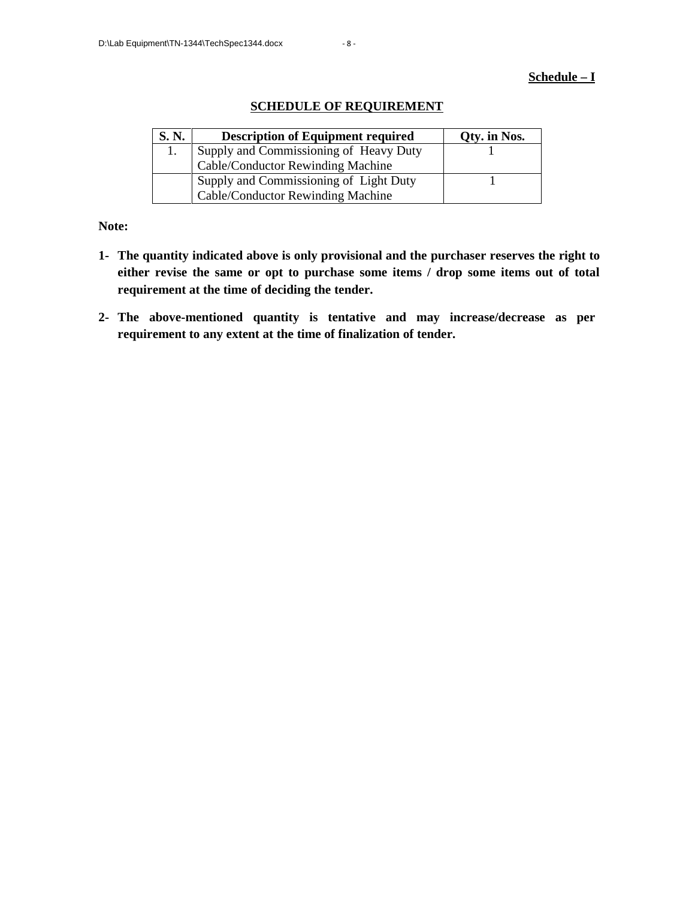**Schedule – I**

## SCHEDULE OF REQUIREMENT

| S. N. | Description of Equipment required | Qty. in Nos. |
|---|---|---|
| 1. | Supply and Commissioning of Heavy Duty Cable/Conductor Rewinding Machine | 1 |
| | Supply and Commissioning of Light Duty Cable/Conductor Rewinding Machine | 1 |

**Note:**

1- **The quantity indicated above is only provisional and the purchaser reserves the right to either revise the same or opt to purchase some items / drop some items out of total requirement at the time of deciding the tender.**

2- **The above-mentioned quantity is tentative and may increase/decrease as per requirement to any extent at the time of finalization of tender.**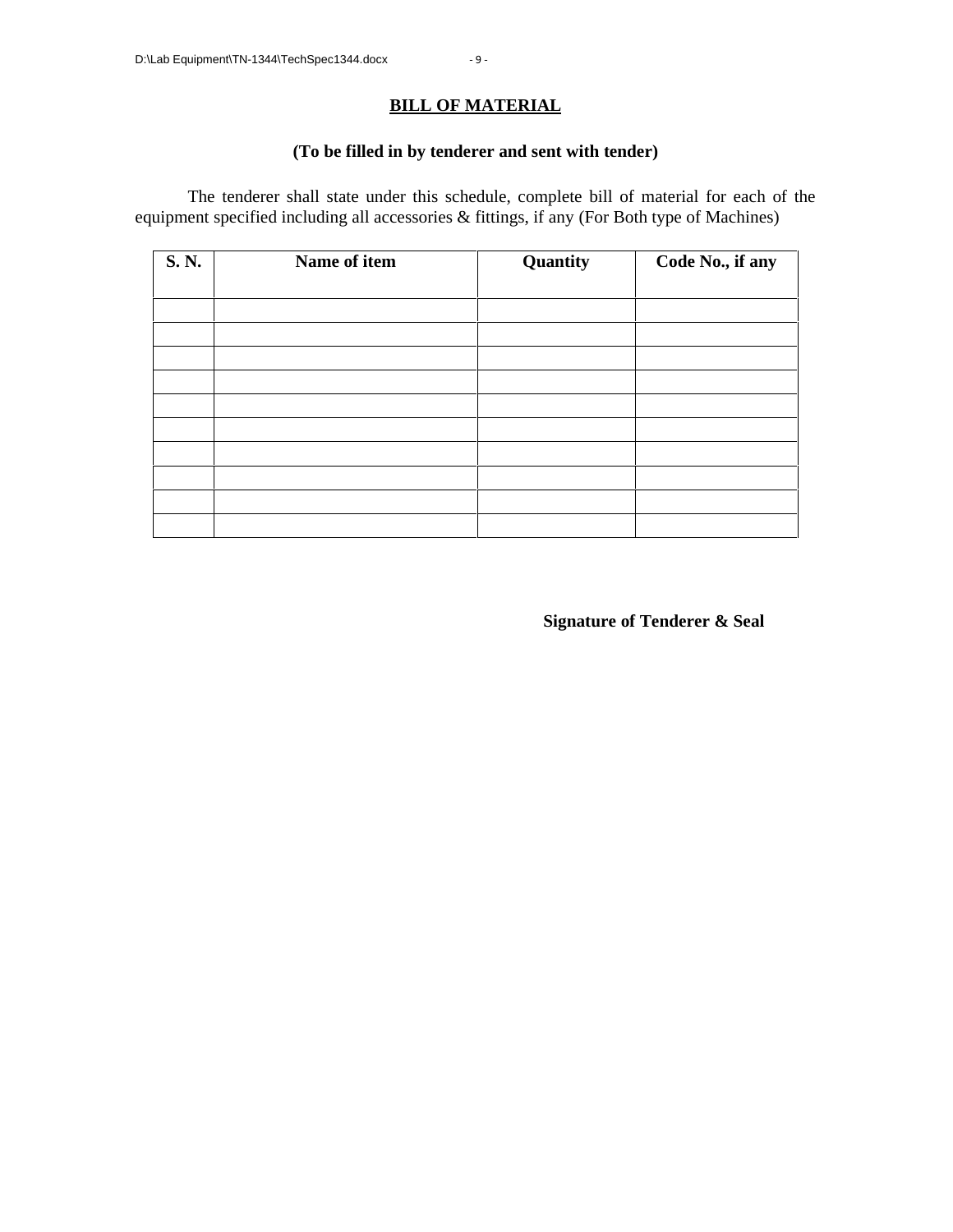# BILL OF MATERIAL

**(To be filled in by tenderer and sent with tender)**

The tenderer shall state under this schedule, complete bill of material for each of the equipment specified including all accessories & fittings, if any (For Both type of Machines)

| S. N. | Name of item | Quantity | Code No., if any |
|---|---|---|---|
| | | | |
| | | | |
| | | | |
| | | | |
| | | | |
| | | | |
| | | | |
| | | | |
| | | | |
| | | | |

**Signature of Tenderer & Seal**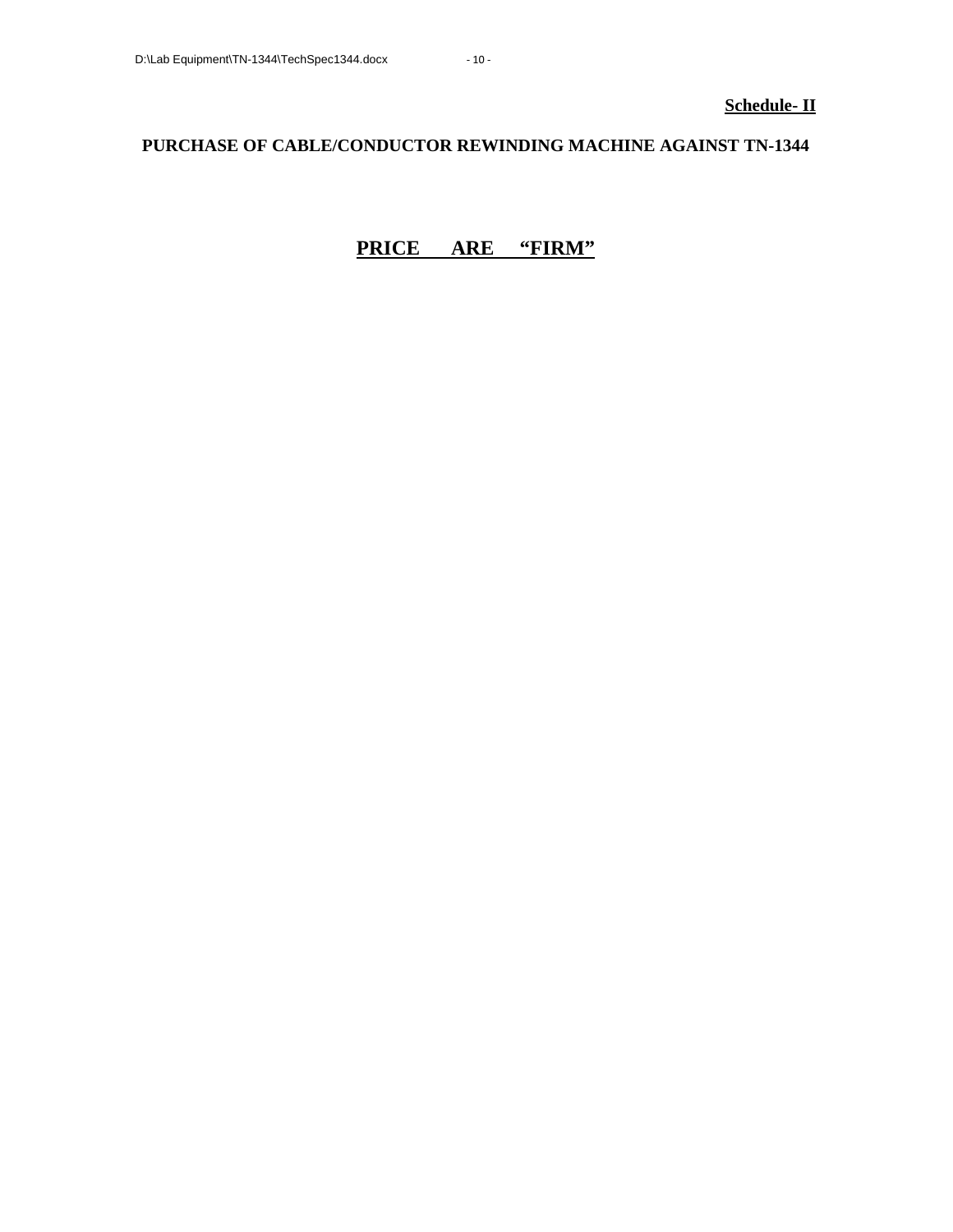**Schedule- II**

**PURCHASE OF CABLE/CONDUCTOR REWINDING MACHINE AGAINST TN-1344**

**PRICE ARE "FIRM"**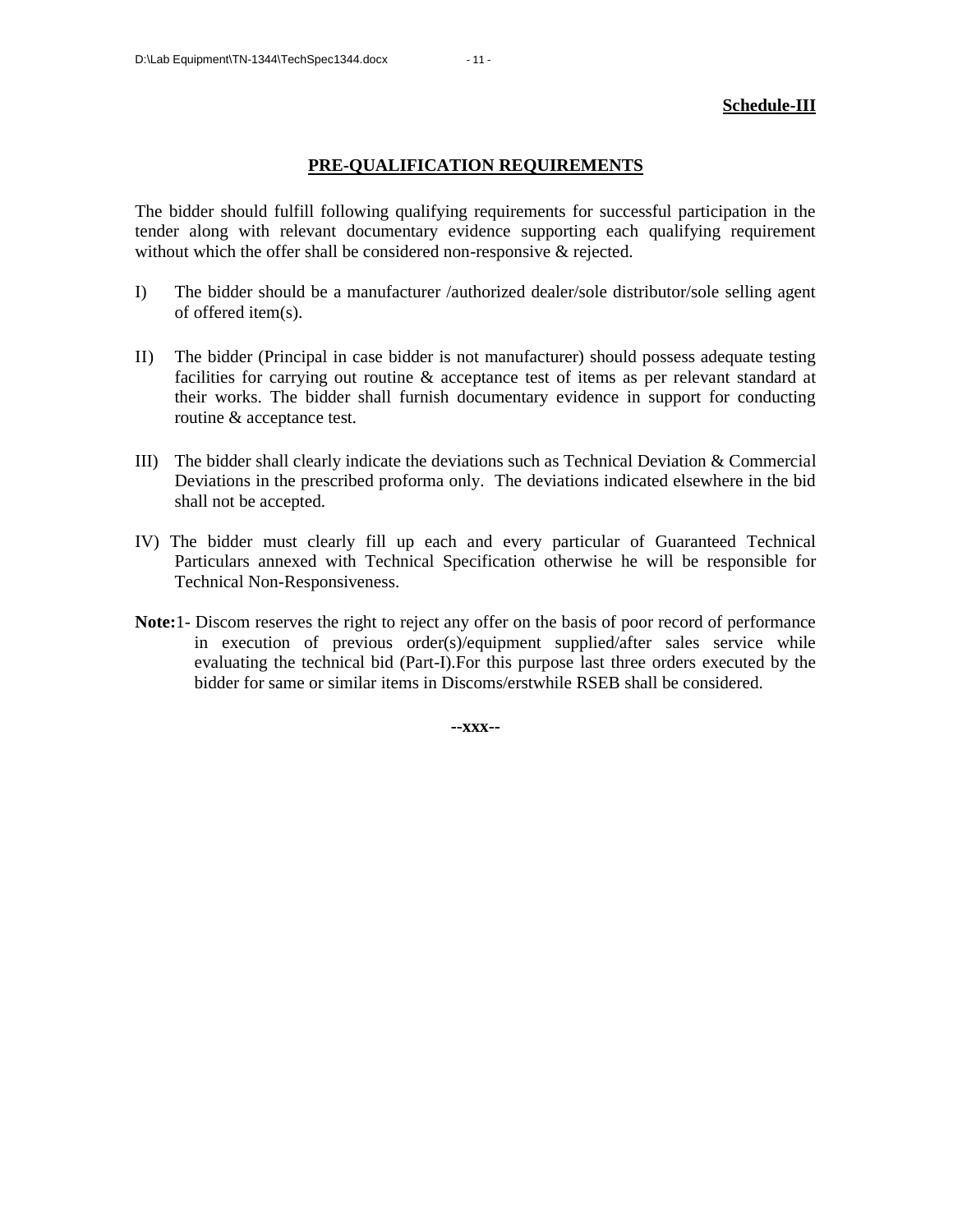**Schedule-III**

## PRE-QUALIFICATION REQUIREMENTS

The bidder should fulfill following qualifying requirements for successful participation in the tender along with relevant documentary evidence supporting each qualifying requirement without which the offer shall be considered non-responsive & rejected.

I) The bidder should be a manufacturer /authorized dealer/sole distributor/sole selling agent of offered item(s).

II) The bidder (Principal in case bidder is not manufacturer) should possess adequate testing facilities for carrying out routine & acceptance test of items as per relevant standard at their works. The bidder shall furnish documentary evidence in support for conducting routine & acceptance test.

III) The bidder shall clearly indicate the deviations such as Technical Deviation & Commercial Deviations in the prescribed proforma only. The deviations indicated elsewhere in the bid shall not be accepted.

IV) The bidder must clearly fill up each and every particular of Guaranteed Technical Particulars annexed with Technical Specification otherwise he will be responsible for Technical Non-Responsiveness.

**Note:**1- Discom reserves the right to reject any offer on the basis of poor record of performance in execution of previous order(s)/equipment supplied/after sales service while evaluating the technical bid (Part-I).For this purpose last three orders executed by the bidder for same or similar items in Discoms/erstwhile RSEB shall be considered.

**--xxx--**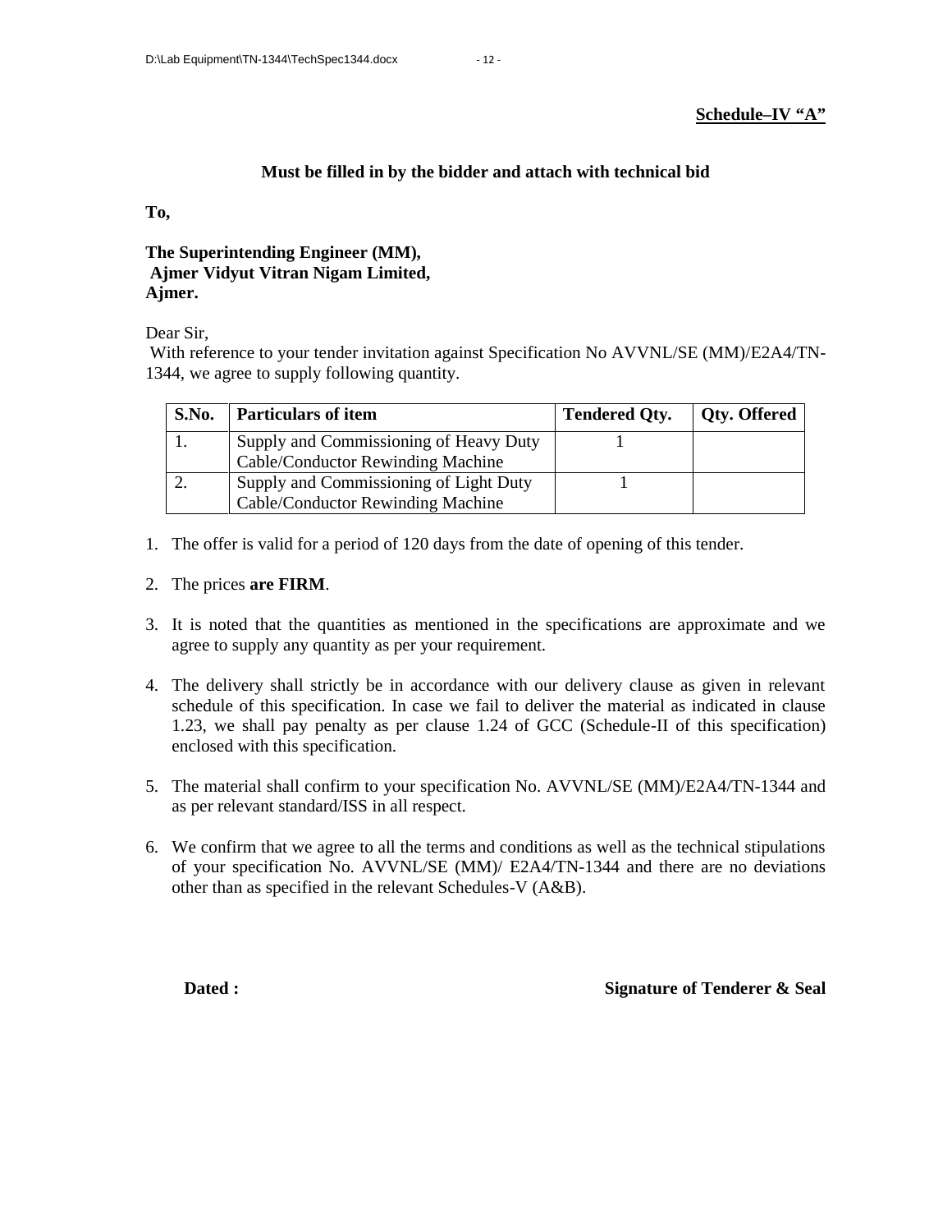**Schedule–IV "A"**

**Must be filled in by the bidder and attach with technical bid**

**To,**

**The Superintending Engineer (MM),**
**Ajmer Vidyut Vitran Nigam Limited,**
**Ajmer.**

Dear Sir,

With reference to your tender invitation against Specification No AVVNL/SE (MM)/E2A4/TN-1344, we agree to supply following quantity.

| S.No. | Particulars of item | Tendered Qty. | Qty. Offered |
|---|---|---|---|
| 1. | Supply and Commissioning of Heavy Duty Cable/Conductor Rewinding Machine | 1 | |
| 2. | Supply and Commissioning of Light Duty Cable/Conductor Rewinding Machine | 1 | |

1. The offer is valid for a period of 120 days from the date of opening of this tender.

2. The prices **are FIRM**.

3. It is noted that the quantities as mentioned in the specifications are approximate and we agree to supply any quantity as per your requirement.

4. The delivery shall strictly be in accordance with our delivery clause as given in relevant schedule of this specification. In case we fail to deliver the material as indicated in clause 1.23, we shall pay penalty as per clause 1.24 of GCC (Schedule-II of this specification) enclosed with this specification.

5. The material shall confirm to your specification No. AVVNL/SE (MM)/E2A4/TN-1344 and as per relevant standard/ISS in all respect.

6. We confirm that we agree to all the terms and conditions as well as the technical stipulations of your specification No. AVVNL/SE (MM)/ E2A4/TN-1344 and there are no deviations other than as specified in the relevant Schedules-V (A&B).

**Dated :** **Signature of Tenderer & Seal**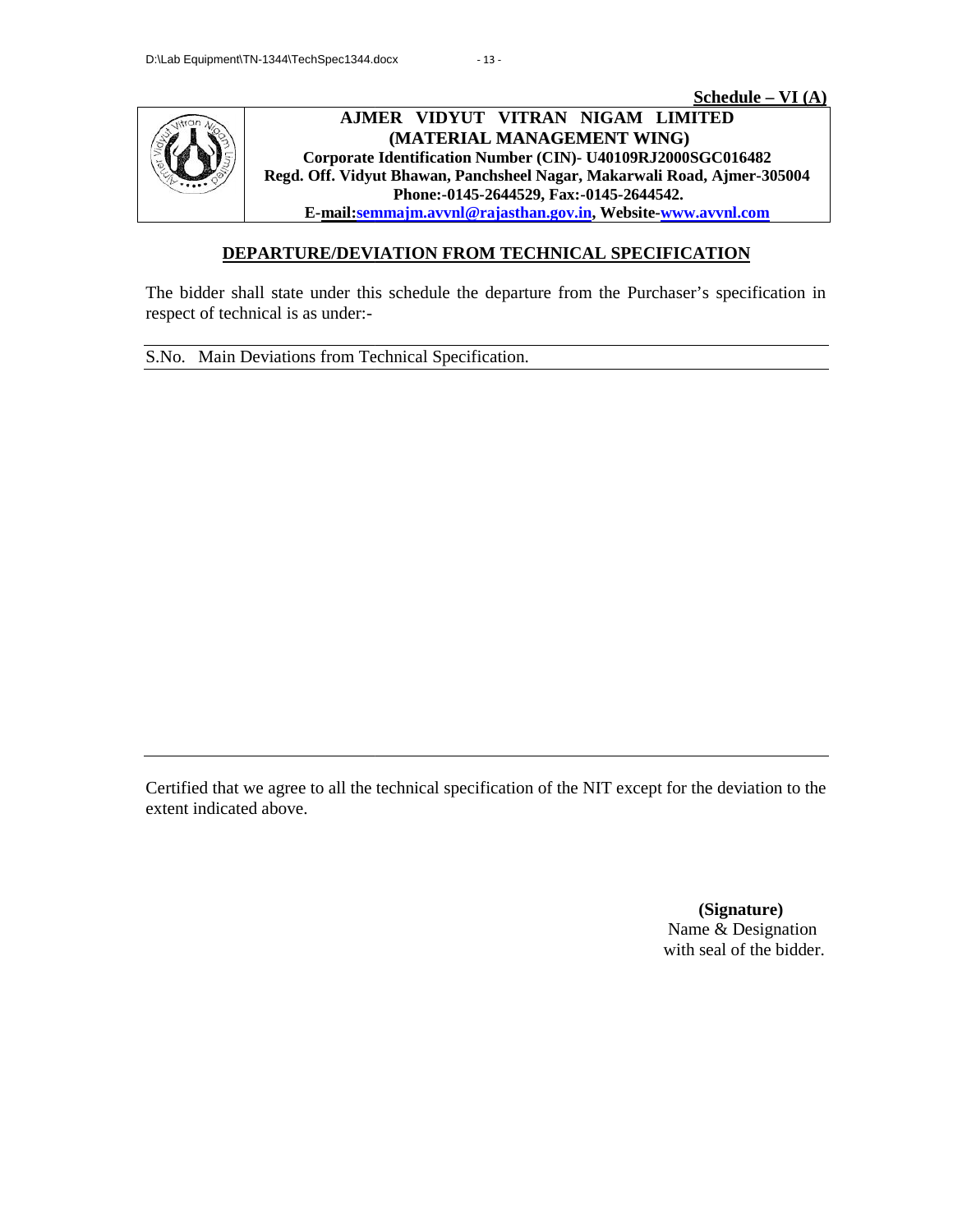**Schedule – VI (A)**

**AJMER VIDYUT VITRAN NIGAM LIMITED**
**(MATERIAL MANAGEMENT WING)**
**Corporate Identification Number (CIN)- U40109RJ2000SGC016482**
**Regd. Off. Vidyut Bhawan, Panchsheel Nagar, Makarwali Road, Ajmer-305004**
**Phone:-0145-2644529, Fax:-0145-2644542.**
**E-mail:semmajm.avvnl@rajasthan.gov.in, Website-www.avvnl.com**

## DEPARTURE/DEVIATION FROM TECHNICAL SPECIFICATION

The bidder shall state under this schedule the departure from the Purchaser's specification in respect of technical is as under:-

| S.No. | Main Deviations from Technical Specification. |
|---|---|
| | |

Certified that we agree to all the technical specification of the NIT except for the deviation to the extent indicated above.

**(Signature)**
Name & Designation
with seal of the bidder.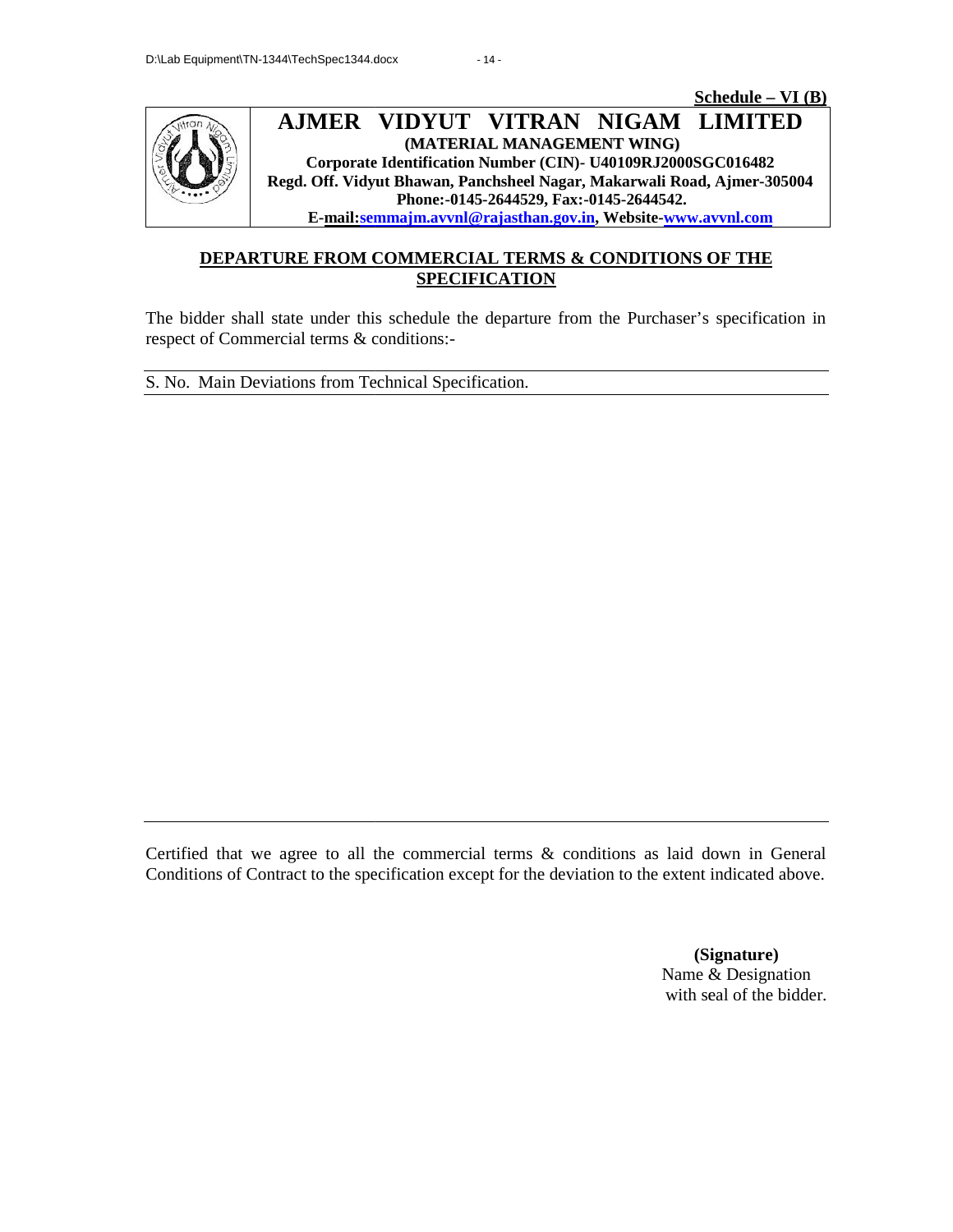**Schedule – VI (B)**

# AJMER VIDYUT VITRAN NIGAM LIMITED

**(MATERIAL MANAGEMENT WING)**

**Corporate Identification Number (CIN)- U40109RJ2000SGC016482**

**Regd. Off. Vidyut Bhawan, Panchsheel Nagar, Makarwali Road, Ajmer-305004**

**Phone:-0145-2644529, Fax:-0145-2644542.**

**E-mail:semmajm.avvnl@rajasthan.gov.in, Website-www.avvnl.com**

## DEPARTURE FROM COMMERCIAL TERMS & CONDITIONS OF THE SPECIFICATION

The bidder shall state under this schedule the departure from the Purchaser's specification in respect of Commercial terms & conditions:-

| S. No. | Main Deviations from Technical Specification. |
|---|---|
| | |

Certified that we agree to all the commercial terms & conditions as laid down in General Conditions of Contract to the specification except for the deviation to the extent indicated above.

**(Signature)**
Name & Designation
with seal of the bidder.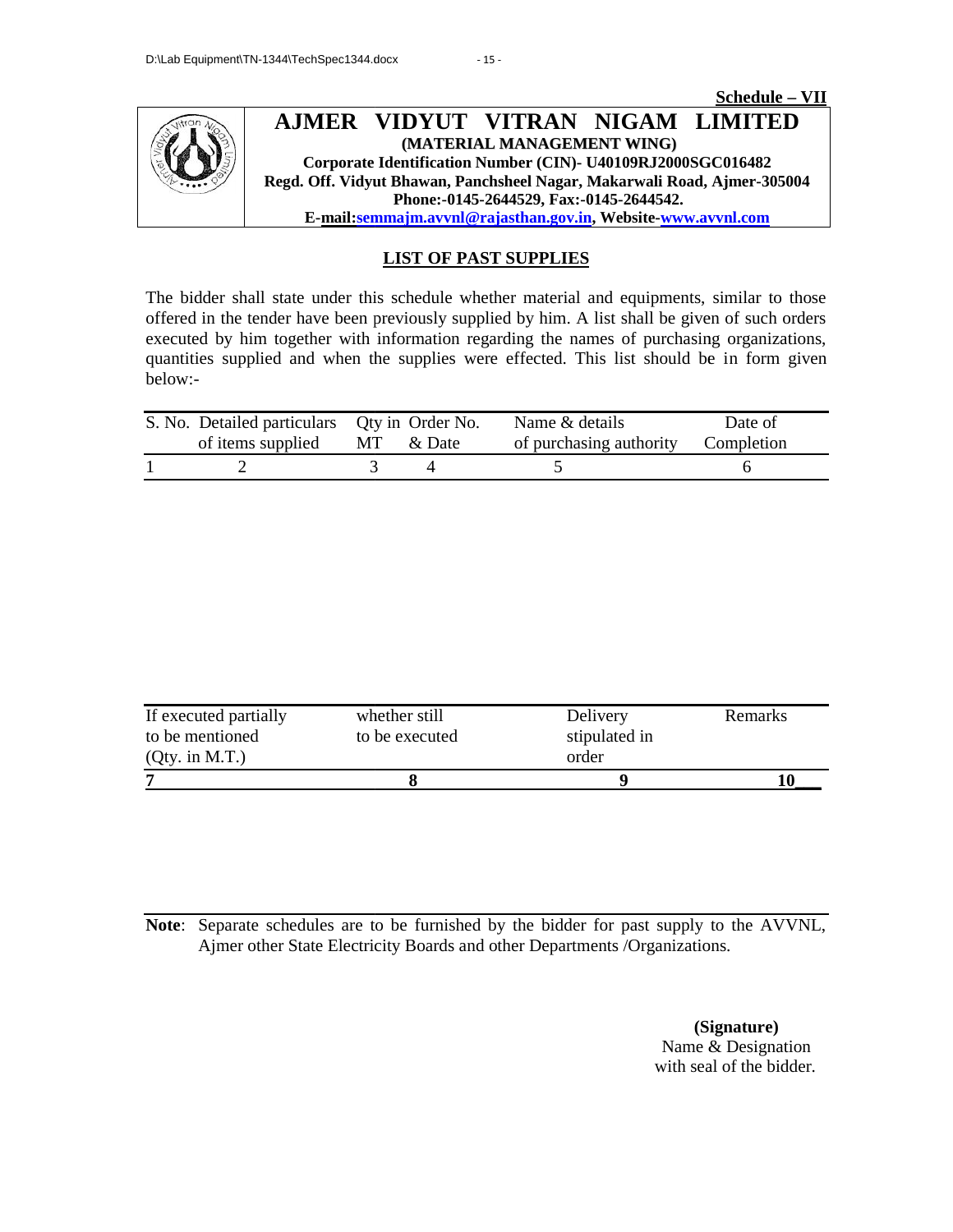**Schedule – VII**

# AJMER VIDYUT VITRAN NIGAM LIMITED

**(MATERIAL MANAGEMENT WING)**

**Corporate Identification Number (CIN)- U40109RJ2000SGC016482**

**Regd. Off. Vidyut Bhawan, Panchsheel Nagar, Makarwali Road, Ajmer-305004**

**Phone:-0145-2644529, Fax:-0145-2644542.**

**E-mail:semmajm.avvnl@rajasthan.gov.in, Website-www.avvnl.com**

## LIST OF PAST SUPPLIES

The bidder shall state under this schedule whether material and equipments, similar to those offered in the tender have been previously supplied by him. A list shall be given of such orders executed by him together with information regarding the names of purchasing organizations, quantities supplied and when the supplies were effected. This list should be in form given below:-

| S. No. | Detailed particulars of items supplied | Qty in MT | Order No. & Date | Name & details of purchasing authority | Date of Completion |
|---|---|---|---|---|---|
| 1 | 2 | 3 | 4 | 5 | 6 |

| If executed partially to be mentioned (Qty. in M.T.) | whether still to be executed | Delivery stipulated in order | Remarks |
|---|---|---|---|
| **7** | **8** | **9** | **10** |

**Note**: Separate schedules are to be furnished by the bidder for past supply to the AVVNL, Ajmer other State Electricity Boards and other Departments /Organizations.

**(Signature)**
Name & Designation
with seal of the bidder.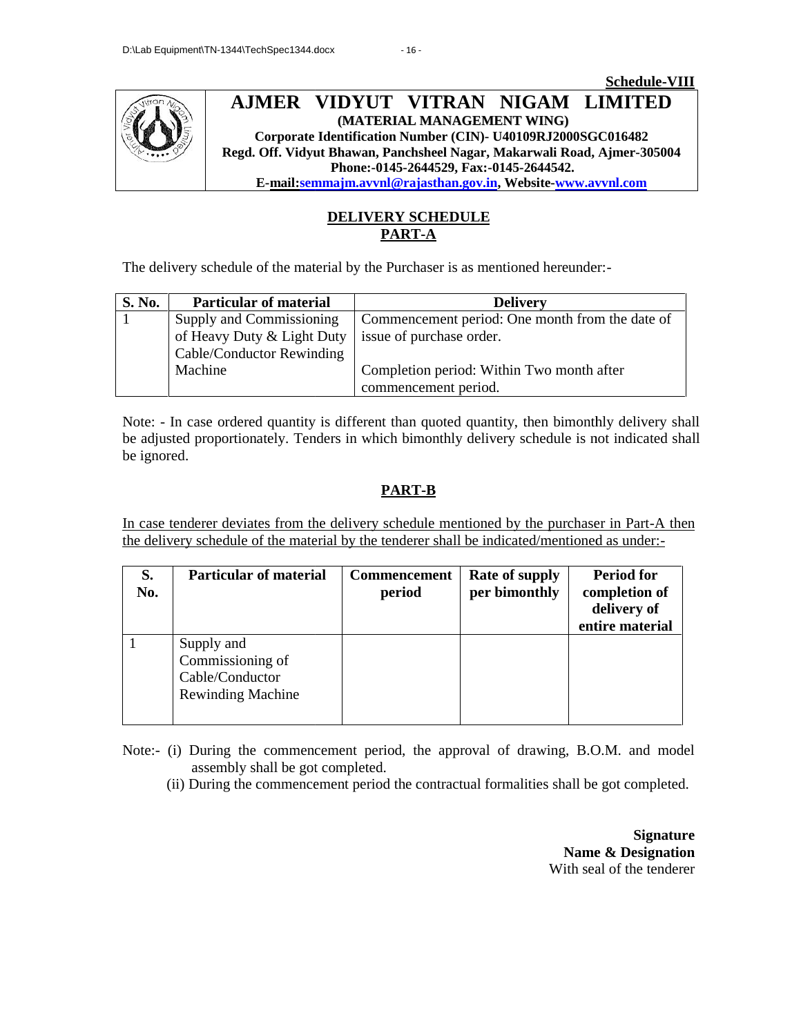**Schedule-VIII**

# AJMER VIDYUT VITRAN NIGAM LIMITED

**(MATERIAL MANAGEMENT WING)**

**Corporate Identification Number (CIN)- U40109RJ2000SGC016482**

**Regd. Off. Vidyut Bhawan, Panchsheel Nagar, Makarwali Road, Ajmer-305004**

**Phone:-0145-2644529, Fax:-0145-2644542.**

**E-mail:semmajm.avvnl@rajasthan.gov.in, Website-www.avvnl.com**

## DELIVERY SCHEDULE
## PART-A

The delivery schedule of the material by the Purchaser is as mentioned hereunder:-

| S. No. | Particular of material | Delivery |
|---|---|---|
| 1 | Supply and Commissioning of Heavy Duty & Light Duty Cable/Conductor Rewinding Machine | Commencement period: One month from the date of issue of purchase order.<br><br>Completion period: Within Two month after commencement period. |

Note: - In case ordered quantity is different than quoted quantity, then bimonthly delivery shall be adjusted proportionately. Tenders in which bimonthly delivery schedule is not indicated shall be ignored.

## PART-B

In case tenderer deviates from the delivery schedule mentioned by the purchaser in Part-A then the delivery schedule of the material by the tenderer shall be indicated/mentioned as under:-

| S. No. | Particular of material | Commencement period | Rate of supply per bimonthly | Period for completion of delivery of entire material |
|---|---|---|---|---|
| 1 | Supply and Commissioning of Cable/Conductor Rewinding Machine | | | |

Note:- (i) During the commencement period, the approval of drawing, B.O.M. and model assembly shall be got completed.

(ii) During the commencement period the contractual formalities shall be got completed.

**Signature**
**Name & Designation**
With seal of the tenderer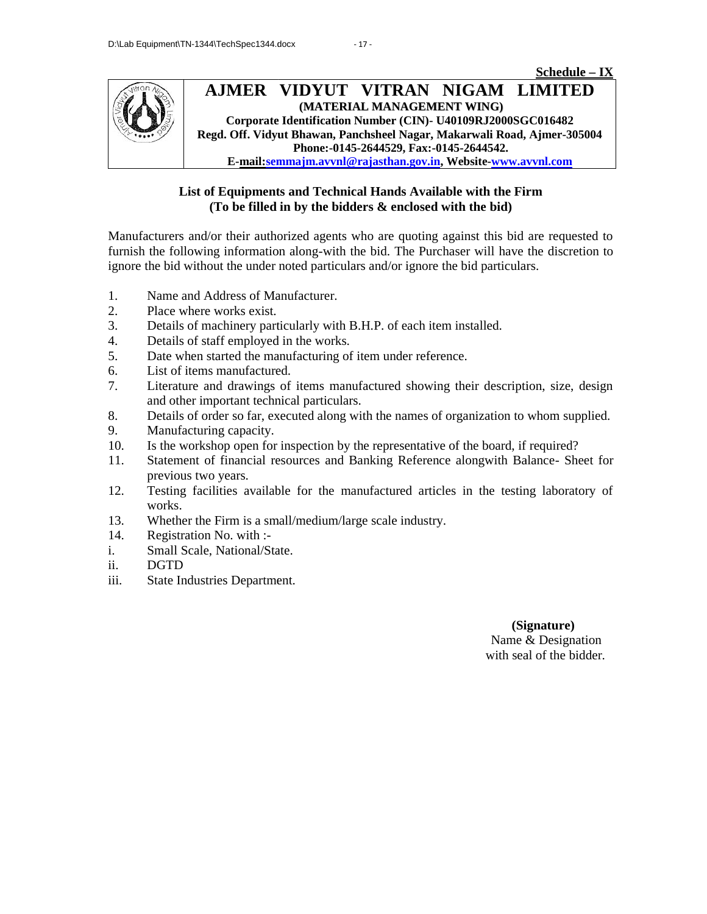**Schedule – IX**

# AJMER VIDYUT VITRAN NIGAM LIMITED

**(MATERIAL MANAGEMENT WING)**
**Corporate Identification Number (CIN)- U40109RJ2000SGC016482**
**Regd. Off. Vidyut Bhawan, Panchsheel Nagar, Makarwali Road, Ajmer-305004**
**Phone:-0145-2644529, Fax:-0145-2644542.**
**E-mail:semmajm.avvnl@rajasthan.gov.in, Website-www.avvnl.com**

## List of Equipments and Technical Hands Available with the Firm
**(To be filled in by the bidders & enclosed with the bid)**

Manufacturers and/or their authorized agents who are quoting against this bid are requested to furnish the following information along-with the bid. The Purchaser will have the discretion to ignore the bid without the under noted particulars and/or ignore the bid particulars.

1. Name and Address of Manufacturer.
2. Place where works exist.
3. Details of machinery particularly with B.H.P. of each item installed.
4. Details of staff employed in the works.
5. Date when started the manufacturing of item under reference.
6. List of items manufactured.
7. Literature and drawings of items manufactured showing their description, size, design and other important technical particulars.
8. Details of order so far, executed along with the names of organization to whom supplied.
9. Manufacturing capacity.
10. Is the workshop open for inspection by the representative of the board, if required?
11. Statement of financial resources and Banking Reference alongwith Balance- Sheet for previous two years.
12. Testing facilities available for the manufactured articles in the testing laboratory of works.
13. Whether the Firm is a small/medium/large scale industry.
14. Registration No. with :-
    - i. Small Scale, National/State.
    - ii. DGTD
    - iii. State Industries Department.

**(Signature)**
Name & Designation
with seal of the bidder.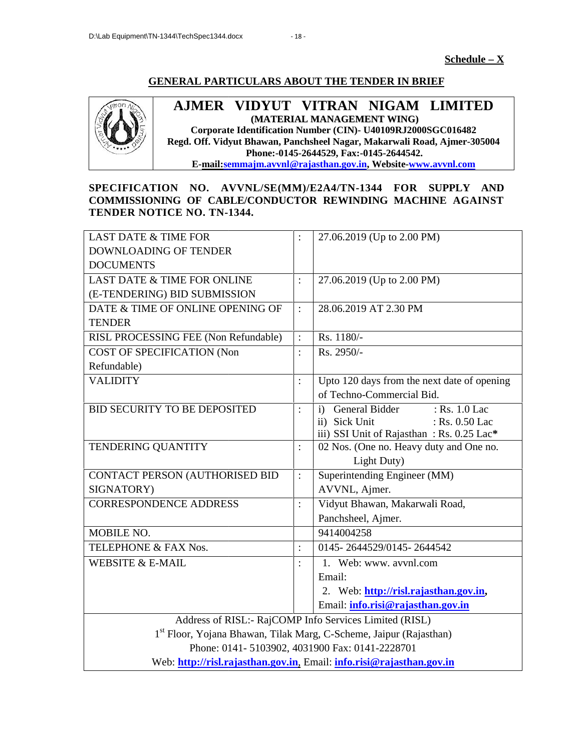**Schedule – X**

## GENERAL PARTICULARS ABOUT THE TENDER IN BRIEF

# AJMER VIDYUT VITRAN NIGAM LIMITED

**(MATERIAL MANAGEMENT WING)**
**Corporate Identification Number (CIN)- U40109RJ2000SGC016482**
**Regd. Off. Vidyut Bhawan, Panchsheel Nagar, Makarwali Road, Ajmer-305004**
**Phone:-0145-2644529, Fax:-0145-2644542.**
**E-mail:semmajm.avvnl@rajasthan.gov.in, Website-www.avvnl.com**

**SPECIFICATION NO. AVVNL/SE(MM)/E2A4/TN-1344 FOR SUPPLY AND COMMISSIONING OF CABLE/CONDUCTOR REWINDING MACHINE AGAINST TENDER NOTICE NO. TN-1344.**

| | | |
|---|---|---|
| LAST DATE & TIME FOR DOWNLOADING OF TENDER DOCUMENTS | : | 27.06.2019 (Up to 2.00 PM) |
| LAST DATE & TIME FOR ONLINE (E-TENDERING) BID SUBMISSION | : | 27.06.2019 (Up to 2.00 PM) |
| DATE & TIME OF ONLINE OPENING OF TENDER | : | 28.06.2019 AT 2.30 PM |
| RISL PROCESSING FEE (Non Refundable) | : | Rs. 1180/- |
| COST OF SPECIFICATION (Non Refundable) | : | Rs. 2950/- |
| VALIDITY | : | Upto 120 days from the next date of opening of Techno-Commercial Bid. |
| BID SECURITY TO BE DEPOSITED | : | i) General Bidder : Rs. 1.0 Lac<br>ii) Sick Unit : Rs. 0.50 Lac<br>iii) SSI Unit of Rajasthan : Rs. 0.25 Lac* |
| TENDERING QUANTITY | : | 02 Nos. (One no. Heavy duty and One no. Light Duty) |
| CONTACT PERSON (AUTHORISED BID SIGNATORY) | : | Superintending Engineer (MM) AVVNL, Ajmer. |
| CORRESPONDENCE ADDRESS | : | Vidyut Bhawan, Makarwali Road, Panchsheel, Ajmer. |
| MOBILE NO. | | 9414004258 |
| TELEPHONE & FAX Nos. | : | 0145- 2644529/0145- 2644542 |
| WEBSITE & E-MAIL | : | 1. Web: www. avvnl.com<br>Email:<br>2. Web: **http://risl.rajasthan.gov.in,**<br>Email: **info.risi@rajasthan.gov.in** |
| Address of RISL:- RajCOMP Info Services Limited (RISL)<br>1st Floor, Yojana Bhawan, Tilak Marg, C-Scheme, Jaipur (Rajasthan)<br>Phone: 0141- 5103902, 4031900 Fax: 0141-2228701<br>Web: **http://risl.rajasthan.gov.in**, Email: **info.risi@rajasthan.gov.in** | | |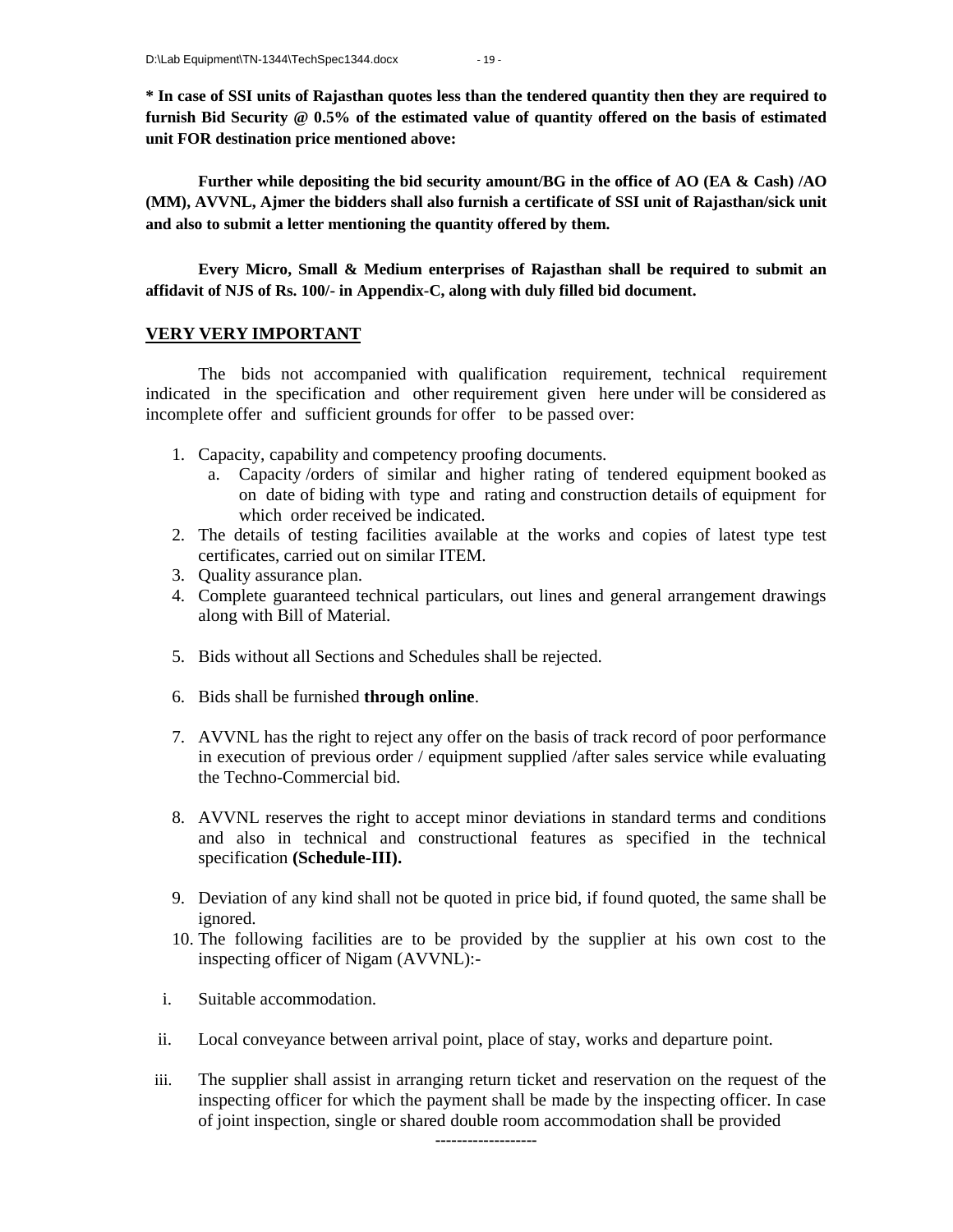**\* In case of SSI units of Rajasthan quotes less than the tendered quantity then they are required to furnish Bid Security @ 0.5% of the estimated value of quantity offered on the basis of estimated unit FOR destination price mentioned above:**

**Further while depositing the bid security amount/BG in the office of AO (EA & Cash) /AO (MM), AVVNL, Ajmer the bidders shall also furnish a certificate of SSI unit of Rajasthan/sick unit and also to submit a letter mentioning the quantity offered by them.**

**Every Micro, Small & Medium enterprises of Rajasthan shall be required to submit an affidavit of NJS of Rs. 100/- in Appendix-C, along with duly filled bid document.**

## VERY VERY IMPORTANT

The bids not accompanied with qualification requirement, technical requirement indicated in the specification and other requirement given here under will be considered as incomplete offer and sufficient grounds for offer to be passed over:

1. Capacity, capability and competency proofing documents.
   a. Capacity /orders of similar and higher rating of tendered equipment booked as on date of biding with type and rating and construction details of equipment for which order received be indicated.
2. The details of testing facilities available at the works and copies of latest type test certificates, carried out on similar ITEM.
3. Quality assurance plan.
4. Complete guaranteed technical particulars, out lines and general arrangement drawings along with Bill of Material.
5. Bids without all Sections and Schedules shall be rejected.
6. Bids shall be furnished **through online**.
7. AVVNL has the right to reject any offer on the basis of track record of poor performance in execution of previous order / equipment supplied /after sales service while evaluating the Techno-Commercial bid.
8. AVVNL reserves the right to accept minor deviations in standard terms and conditions and also in technical and constructional features as specified in the technical specification **(Schedule-III).**
9. Deviation of any kind shall not be quoted in price bid, if found quoted, the same shall be ignored.
10. The following facilities are to be provided by the supplier at his own cost to the inspecting officer of Nigam (AVVNL):-

i. Suitable accommodation.

ii. Local conveyance between arrival point, place of stay, works and departure point.

iii. The supplier shall assist in arranging return ticket and reservation on the request of the inspecting officer for which the payment shall be made by the inspecting officer. In case of joint inspection, single or shared double room accommodation shall be provided

-------------------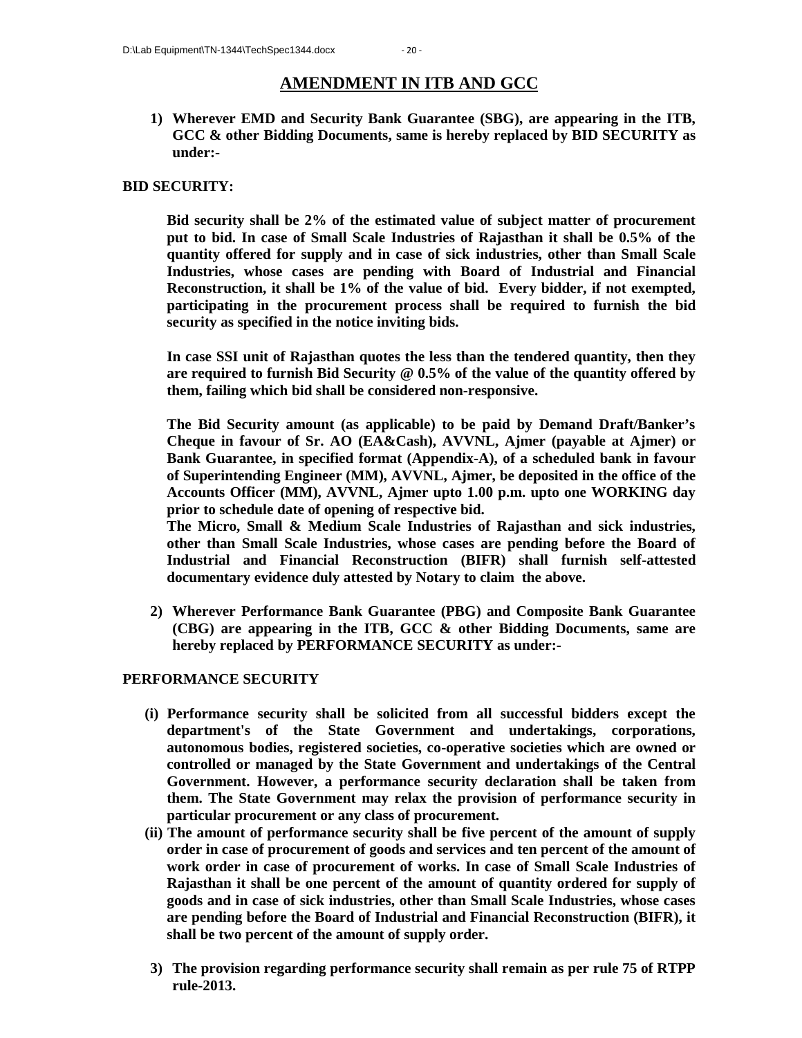# AMENDMENT IN ITB AND GCC

1) **Wherever EMD and Security Bank Guarantee (SBG), are appearing in the ITB, GCC & other Bidding Documents, same is hereby replaced by BID SECURITY as under:-**

**BID SECURITY:**

**Bid security shall be 2% of the estimated value of subject matter of procurement put to bid. In case of Small Scale Industries of Rajasthan it shall be 0.5% of the quantity offered for supply and in case of sick industries, other than Small Scale Industries, whose cases are pending with Board of Industrial and Financial Reconstruction, it shall be 1% of the value of bid. Every bidder, if not exempted, participating in the procurement process shall be required to furnish the bid security as specified in the notice inviting bids.**

**In case SSI unit of Rajasthan quotes the less than the tendered quantity, then they are required to furnish Bid Security @ 0.5% of the value of the quantity offered by them, failing which bid shall be considered non-responsive.**

**The Bid Security amount (as applicable) to be paid by Demand Draft/Banker's Cheque in favour of Sr. AO (EA&Cash), AVVNL, Ajmer (payable at Ajmer) or Bank Guarantee, in specified format (Appendix-A), of a scheduled bank in favour of Superintending Engineer (MM), AVVNL, Ajmer, be deposited in the office of the Accounts Officer (MM), AVVNL, Ajmer upto 1.00 p.m. upto one WORKING day prior to schedule date of opening of respective bid.**
**The Micro, Small & Medium Scale Industries of Rajasthan and sick industries, other than Small Scale Industries, whose cases are pending before the Board of Industrial and Financial Reconstruction (BIFR) shall furnish self-attested documentary evidence duly attested by Notary to claim the above.**

2) **Wherever Performance Bank Guarantee (PBG) and Composite Bank Guarantee (CBG) are appearing in the ITB, GCC & other Bidding Documents, same are hereby replaced by PERFORMANCE SECURITY as under:-**

**PERFORMANCE SECURITY**

**(i) Performance security shall be solicited from all successful bidders except the department's of the State Government and undertakings, corporations, autonomous bodies, registered societies, co-operative societies which are owned or controlled or managed by the State Government and undertakings of the Central Government. However, a performance security declaration shall be taken from them. The State Government may relax the provision of performance security in particular procurement or any class of procurement.**

**(ii) The amount of performance security shall be five percent of the amount of supply order in case of procurement of goods and services and ten percent of the amount of work order in case of procurement of works. In case of Small Scale Industries of Rajasthan it shall be one percent of the amount of quantity ordered for supply of goods and in case of sick industries, other than Small Scale Industries, whose cases are pending before the Board of Industrial and Financial Reconstruction (BIFR), it shall be two percent of the amount of supply order.**

3) **The provision regarding performance security shall remain as per rule 75 of RTPP rule-2013.**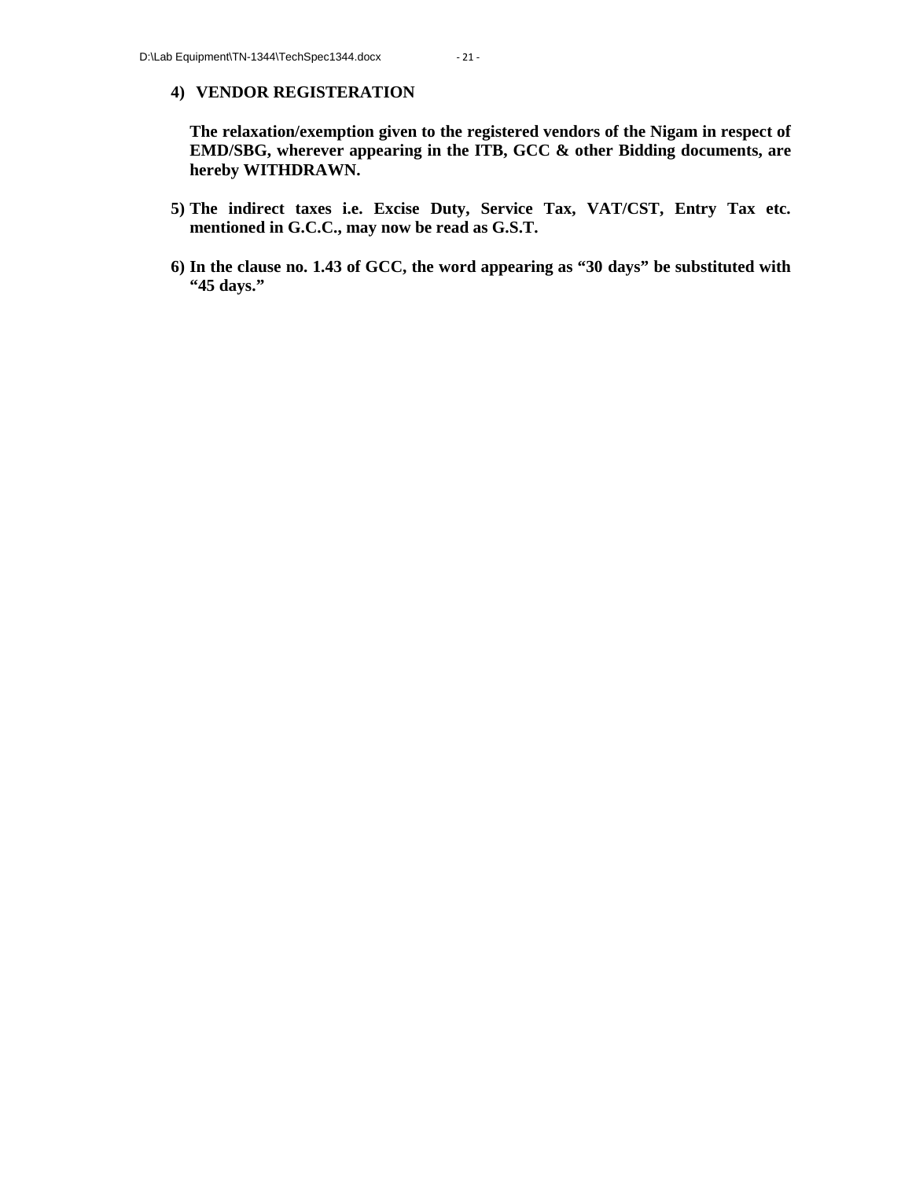**4) VENDOR REGISTERATION**

**The relaxation/exemption given to the registered vendors of the Nigam in respect of EMD/SBG, wherever appearing in the ITB, GCC & other Bidding documents, are hereby WITHDRAWN.**

**5) The indirect taxes i.e. Excise Duty, Service Tax, VAT/CST, Entry Tax etc. mentioned in G.C.C., may now be read as G.S.T.**

**6) In the clause no. 1.43 of GCC, the word appearing as "30 days" be substituted with "45 days."**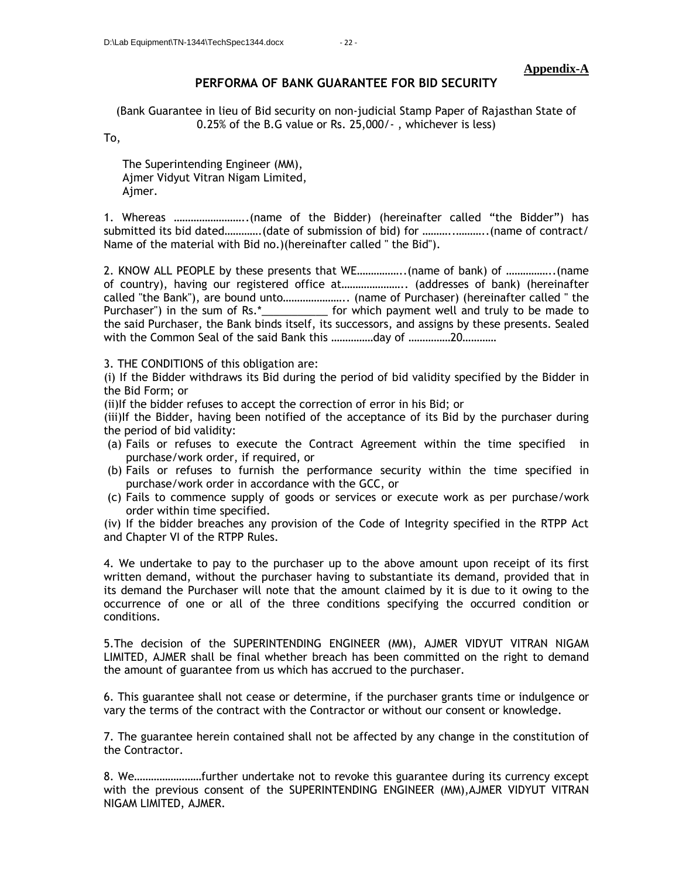**Appendix-A**

## PERFORMA OF BANK GUARANTEE FOR BID SECURITY

(Bank Guarantee in lieu of Bid security on non-judicial Stamp Paper of Rajasthan State of 0.25% of the B.G value or Rs. 25,000/- , whichever is less)

To,

The Superintending Engineer (MM),
Ajmer Vidyut Vitran Nigam Limited,
Ajmer.

1. Whereas ……………………..(name of the Bidder) (hereinafter called "the Bidder") has submitted its bid dated…………(date of submission of bid) for ……….……….(name of contract/ Name of the material with Bid no.)(hereinafter called " the Bid").

2. KNOW ALL PEOPLE by these presents that WE……………..(name of bank) of ……………..(name of country), having our registered office at………………….. (addresses of bank) (hereinafter called "the Bank"), are bound unto………………….. (name of Purchaser) (hereinafter called " the Purchaser") in the sum of Rs.*___________ for which payment well and truly to be made to the said Purchaser, the Bank binds itself, its successors, and assigns by these presents. Sealed with the Common Seal of the said Bank this ……………day of ……………20…………

3. THE CONDITIONS of this obligation are:

(i) If the Bidder withdraws its Bid during the period of bid validity specified by the Bidder in the Bid Form; or

(ii)If the bidder refuses to accept the correction of error in his Bid; or

(iii)If the Bidder, having been notified of the acceptance of its Bid by the purchaser during the period of bid validity:

(a) Fails or refuses to execute the Contract Agreement within the time specified in purchase/work order, if required, or
(b) Fails or refuses to furnish the performance security within the time specified in purchase/work order in accordance with the GCC, or
(c) Fails to commence supply of goods or services or execute work as per purchase/work order within time specified.

(iv) If the bidder breaches any provision of the Code of Integrity specified in the RTPP Act and Chapter VI of the RTPP Rules.

4. We undertake to pay to the purchaser up to the above amount upon receipt of its first written demand, without the purchaser having to substantiate its demand, provided that in its demand the Purchaser will note that the amount claimed by it is due to it owing to the occurrence of one or all of the three conditions specifying the occurred condition or conditions.

5.The decision of the SUPERINTENDING ENGINEER (MM), AJMER VIDYUT VITRAN NIGAM LIMITED, AJMER shall be final whether breach has been committed on the right to demand the amount of guarantee from us which has accrued to the purchaser.

6. This guarantee shall not cease or determine, if the purchaser grants time or indulgence or vary the terms of the contract with the Contractor or without our consent or knowledge.

7. The guarantee herein contained shall not be affected by any change in the constitution of the Contractor.

8. We……………………further undertake not to revoke this guarantee during its currency except with the previous consent of the SUPERINTENDING ENGINEER (MM),AJMER VIDYUT VITRAN NIGAM LIMITED, AJMER.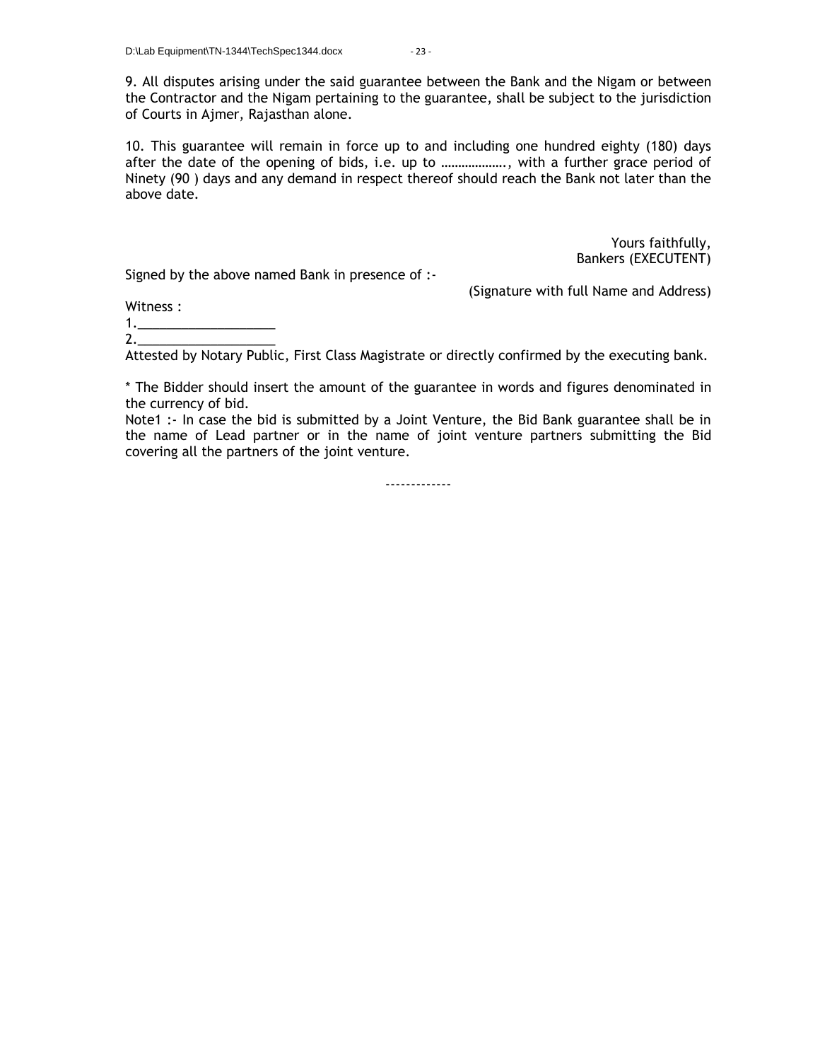9. All disputes arising under the said guarantee between the Bank and the Nigam or between the Contractor and the Nigam pertaining to the guarantee, shall be subject to the jurisdiction of Courts in Ajmer, Rajasthan alone.

10. This guarantee will remain in force up to and including one hundred eighty (180) days after the date of the opening of bids, i.e. up to ………………., with a further grace period of Ninety (90 ) days and any demand in respect thereof should reach the Bank not later than the above date.

Yours faithfully,
Bankers (EXECUTENT)

Signed by the above named Bank in presence of :-

(Signature with full Name and Address)

Witness :

1.__________________

2.__________________

Attested by Notary Public, First Class Magistrate or directly confirmed by the executing bank.

* The Bidder should insert the amount of the guarantee in words and figures denominated in the currency of bid.

Note1 :- In case the bid is submitted by a Joint Venture, the Bid Bank guarantee shall be in the name of Lead partner or in the name of joint venture partners submitting the Bid covering all the partners of the joint venture.

-------------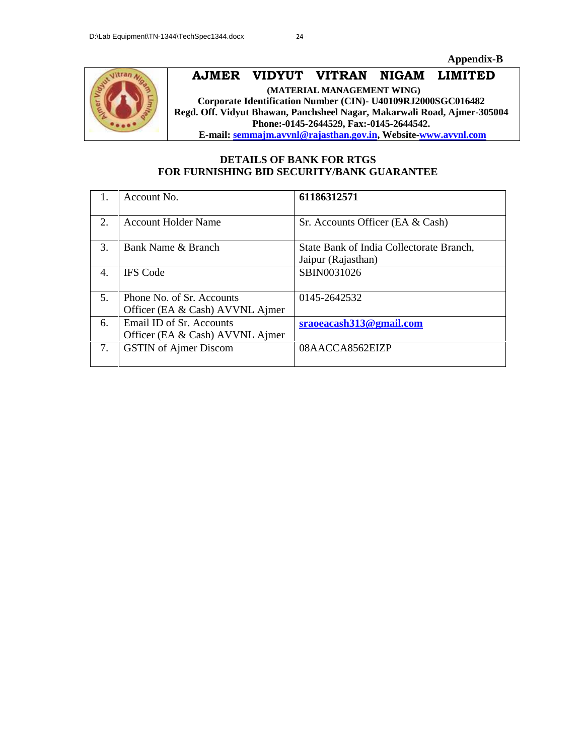**Appendix-B**

# AJMER VIDYUT VITRAN NIGAM LIMITED

**(MATERIAL MANAGEMENT WING)**
**Corporate Identification Number (CIN)- U40109RJ2000SGC016482**
**Regd. Off. Vidyut Bhavan, Panchsheel Nagar, Makarwali Road, Ajmer-305004**
**Phone:-0145-2644529, Fax:-0145-2644542.**
**E-mail: semmajm.avvnl@rajasthan.gov.in, Website-www.avvnl.com**

## DETAILS OF BANK FOR RTGS FOR FURNISHING BID SECURITY/BANK GUARANTEE

| | | |
|---|---|---|
| 1. | Account No. | **61186312571** |
| 2. | Account Holder Name | Sr. Accounts Officer (EA & Cash) |
| 3. | Bank Name & Branch | State Bank of India Collectorate Branch, Jaipur (Rajasthan) |
| 4. | IFS Code | SBIN0031026 |
| 5. | Phone No. of Sr. Accounts Officer (EA & Cash) AVVNL Ajmer | 0145-2642532 |
| 6. | Email ID of Sr. Accounts Officer (EA & Cash) AVVNL Ajmer | **sraoeacash313@gmail.com** |
| 7. | GSTIN of Ajmer Discom | 08AACCA8562EIZP |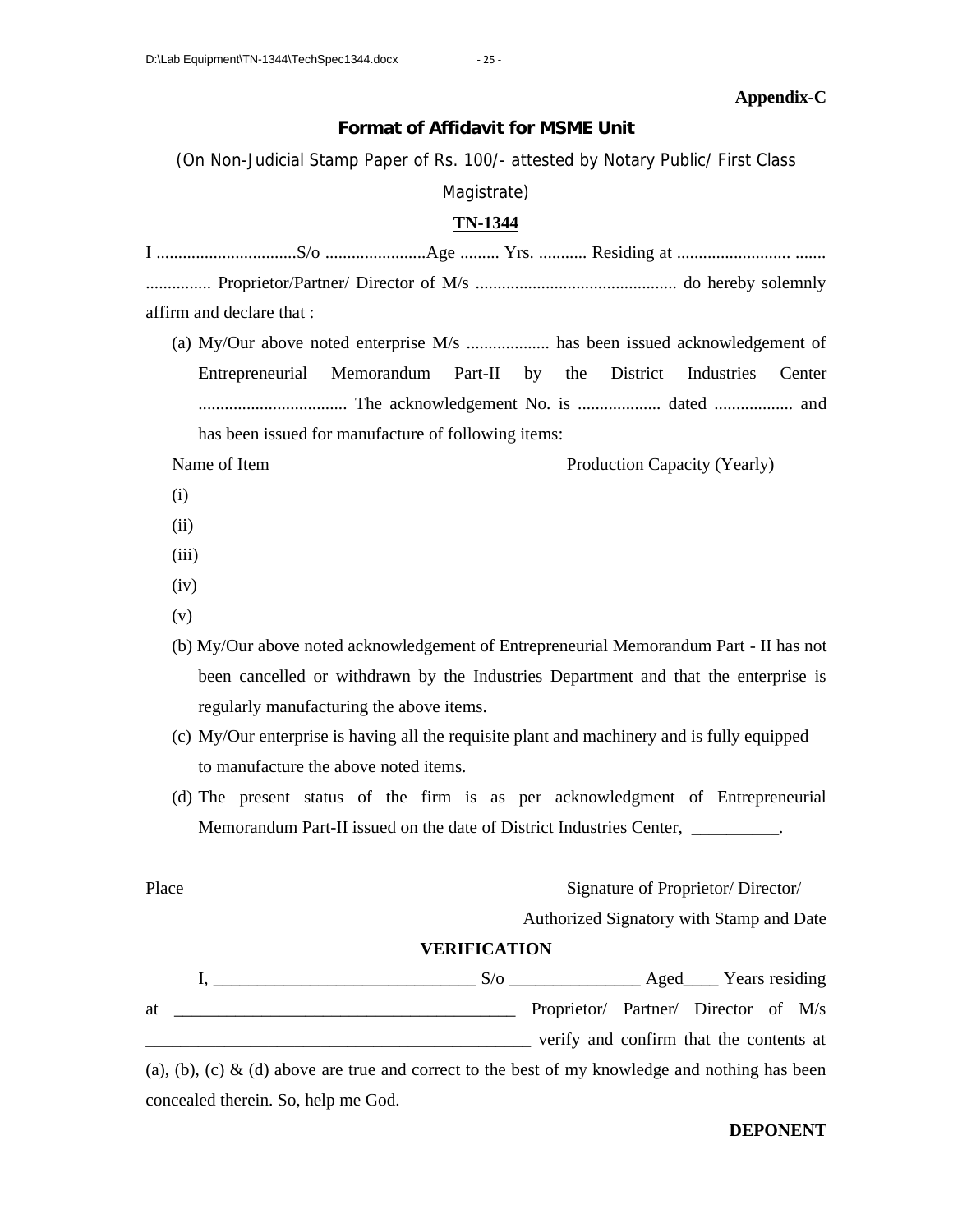**Appendix-C**

## Format of Affidavit for MSME Unit

(On Non-Judicial Stamp Paper of Rs. 100/- attested by Notary Public/ First Class Magistrate)

**TN-1344**

I ................................S/o .......................Age ......... Yrs. ........... Residing at .......................... ....... ............... Proprietor/Partner/ Director of M/s .............................................. do hereby solemnly affirm and declare that :

(a) My/Our above noted enterprise M/s ................... has been issued acknowledgement of Entrepreneurial Memorandum Part-II by the District Industries Center .................................. The acknowledgement No. is .................. dated .................. and has been issued for manufacture of following items:

| Name of Item | Production Capacity (Yearly) |
|---|---|
| (i) | |
| (ii) | |
| (iii) | |
| (iv) | |
| (v) | |

(b) My/Our above noted acknowledgement of Entrepreneurial Memorandum Part - II has not been cancelled or withdrawn by the Industries Department and that the enterprise is regularly manufacturing the above items.

(c) My/Our enterprise is having all the requisite plant and machinery and is fully equipped to manufacture the above noted items.

(d) The present status of the firm is as per acknowledgment of Entrepreneurial Memorandum Part-II issued on the date of District Industries Center, __________.

Place

Signature of Proprietor/ Director/
Authorized Signatory with Stamp and Date

**VERIFICATION**

I, ______________________________ S/o _______________ Aged____ Years residing at ________________________________________ Proprietor/ Partner/ Director of M/s ______________________________________________ verify and confirm that the contents at (a), (b), (c) & (d) above are true and correct to the best of my knowledge and nothing has been concealed therein. So, help me God.

**DEPONENT**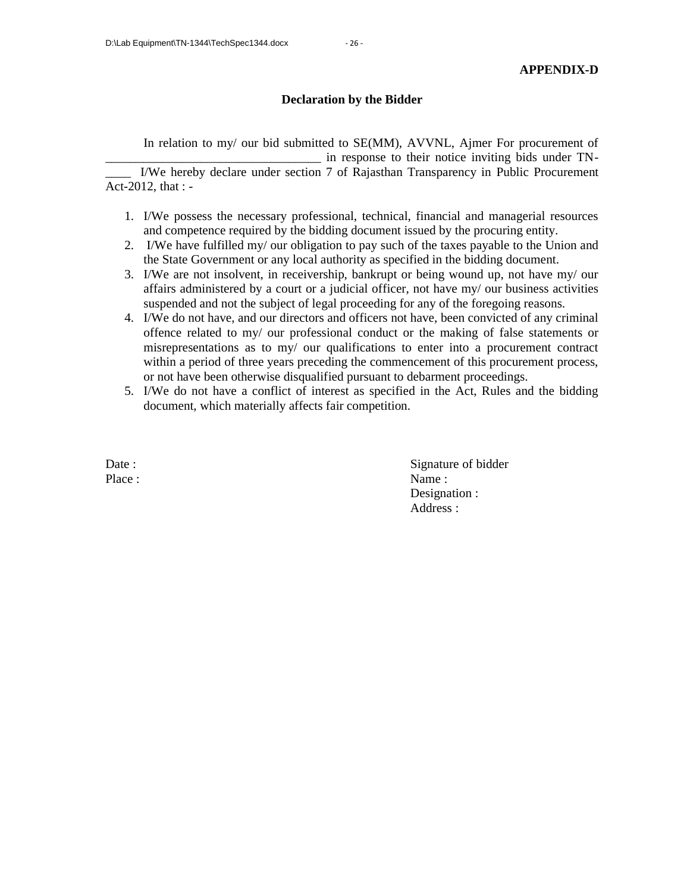**APPENDIX-D**

## Declaration by the Bidder

In relation to my/ our bid submitted to SE(MM), AVVNL, Ajmer For procurement of _________________________________ in response to their notice inviting bids under TN-____ I/We hereby declare under section 7 of Rajasthan Transparency in Public Procurement Act-2012, that : -

1. I/We possess the necessary professional, technical, financial and managerial resources and competence required by the bidding document issued by the procuring entity.
2. I/We have fulfilled my/ our obligation to pay such of the taxes payable to the Union and the State Government or any local authority as specified in the bidding document.
3. I/We are not insolvent, in receivership, bankrupt or being wound up, not have my/ our affairs administered by a court or a judicial officer, not have my/ our business activities suspended and not the subject of legal proceeding for any of the foregoing reasons.
4. I/We do not have, and our directors and officers not have, been convicted of any criminal offence related to my/ our professional conduct or the making of false statements or misrepresentations as to my/ our qualifications to enter into a procurement contract within a period of three years preceding the commencement of this procurement process, or not have been otherwise disqualified pursuant to debarment proceedings.
5. I/We do not have a conflict of interest as specified in the Act, Rules and the bidding document, which materially affects fair competition.

Date :

Place :

Signature of bidder

Name :

Designation :

Address :